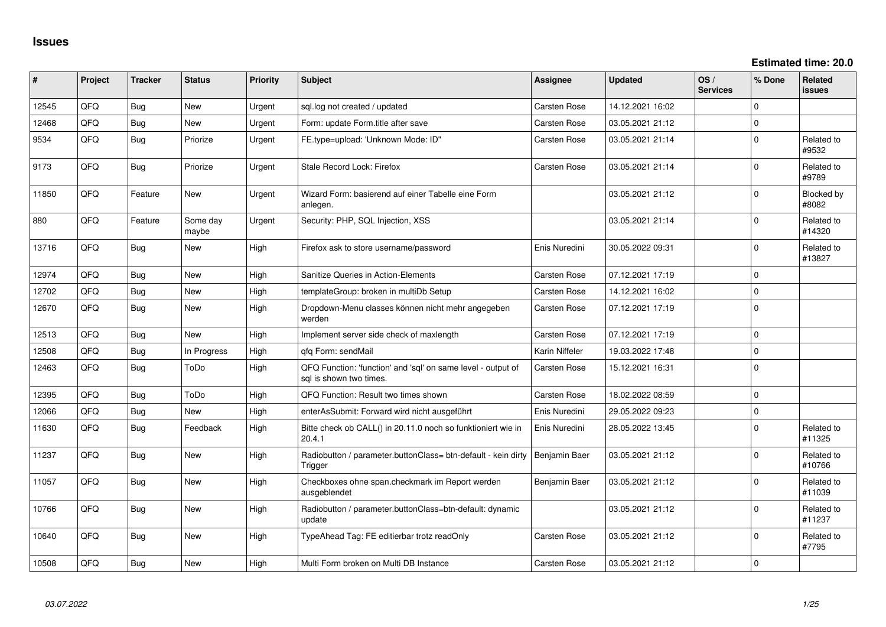# Issues

**Estimated time: 20.0**

| # | Project | Tracker | Status | Priority | Subject | Assignee | Updated | OS / Services | % Done | Related issues |
|---|---|---|---|---|---|---|---|---|---|---|
| 12545 | QFQ | Bug | New | Urgent | sql.log not created / updated | Carsten Rose | 14.12.2021 16:02 | | 0 | |
| 12468 | QFQ | Bug | New | Urgent | Form: update Form.title after save | Carsten Rose | 03.05.2021 21:12 | | 0 | |
| 9534 | QFQ | Bug | Priorize | Urgent | FE.type=upload: 'Unknown Mode: ID" | Carsten Rose | 03.05.2021 21:14 | | 0 | Related to #9532 |
| 9173 | QFQ | Bug | Priorize | Urgent | Stale Record Lock: Firefox | Carsten Rose | 03.05.2021 21:14 | | 0 | Related to #9789 |
| 11850 | QFQ | Feature | New | Urgent | Wizard Form: basierend auf einer Tabelle eine Form anlegen. | | 03.05.2021 21:12 | | 0 | Blocked by #8082 |
| 880 | QFQ | Feature | Some day maybe | Urgent | Security: PHP, SQL Injection, XSS | | 03.05.2021 21:14 | | 0 | Related to #14320 |
| 13716 | QFQ | Bug | New | High | Firefox ask to store username/password | Enis Nuredini | 30.05.2022 09:31 | | 0 | Related to #13827 |
| 12974 | QFQ | Bug | New | High | Sanitize Queries in Action-Elements | Carsten Rose | 07.12.2021 17:19 | | 0 | |
| 12702 | QFQ | Bug | New | High | templateGroup: broken in multiDb Setup | Carsten Rose | 14.12.2021 16:02 | | 0 | |
| 12670 | QFQ | Bug | New | High | Dropdown-Menu classes können nicht mehr angegeben werden | Carsten Rose | 07.12.2021 17:19 | | 0 | |
| 12513 | QFQ | Bug | New | High | Implement server side check of maxlength | Carsten Rose | 07.12.2021 17:19 | | 0 | |
| 12508 | QFQ | Bug | In Progress | High | qfq Form: sendMail | Karin Niffeler | 19.03.2022 17:48 | | 0 | |
| 12463 | QFQ | Bug | ToDo | High | QFQ Function: 'function' and 'sql' on same level - output of sql is shown two times. | Carsten Rose | 15.12.2021 16:31 | | 0 | |
| 12395 | QFQ | Bug | ToDo | High | QFQ Function: Result two times shown | Carsten Rose | 18.02.2022 08:59 | | 0 | |
| 12066 | QFQ | Bug | New | High | enterAsSubmit: Forward wird nicht ausgeführt | Enis Nuredini | 29.05.2022 09:23 | | 0 | |
| 11630 | QFQ | Bug | Feedback | High | Bitte check ob CALL() in 20.11.0 noch so funktioniert wie in 20.4.1 | Enis Nuredini | 28.05.2022 13:45 | | 0 | Related to #11325 |
| 11237 | QFQ | Bug | New | High | Radiobutton / parameter.buttonClass= btn-default - kein dirty Trigger | Benjamin Baer | 03.05.2021 21:12 | | 0 | Related to #10766 |
| 11057 | QFQ | Bug | New | High | Checkboxes ohne span.checkmark im Report werden ausgeblendet | Benjamin Baer | 03.05.2021 21:12 | | 0 | Related to #11039 |
| 10766 | QFQ | Bug | New | High | Radiobutton / parameter.buttonClass=btn-default: dynamic update | | 03.05.2021 21:12 | | 0 | Related to #11237 |
| 10640 | QFQ | Bug | New | High | TypeAhead Tag: FE editierbar trotz readOnly | Carsten Rose | 03.05.2021 21:12 | | 0 | Related to #7795 |
| 10508 | QFQ | Bug | New | High | Multi Form broken on Multi DB Instance | Carsten Rose | 03.05.2021 21:12 | | 0 | |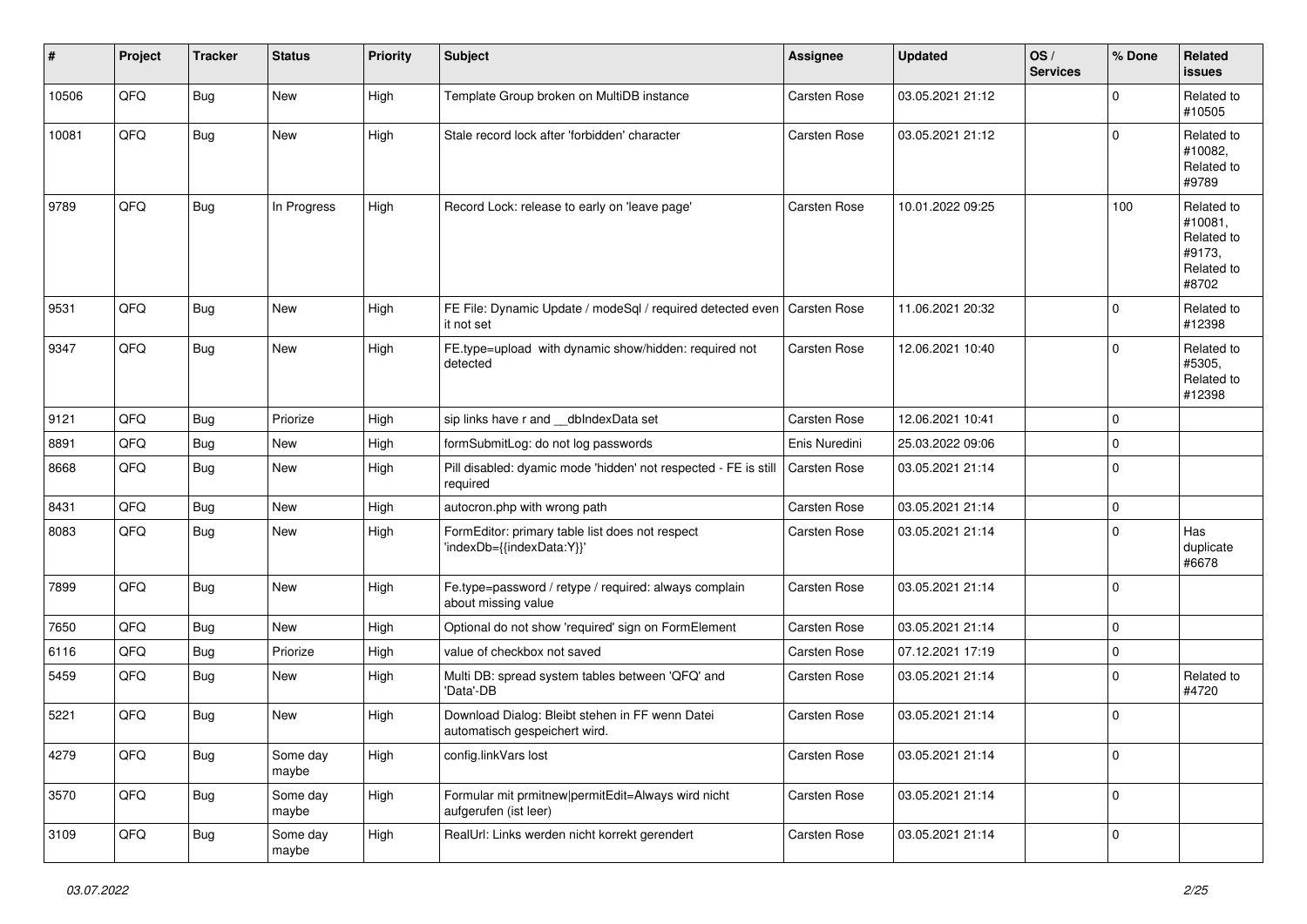| # | Project | Tracker | Status | Priority | Subject | Assignee | Updated | OS / Services | % Done | Related issues |
|---|---|---|---|---|---|---|---|---|---|---|
| 10506 | QFQ | Bug | New | High | Template Group broken on MultiDB instance | Carsten Rose | 03.05.2021 21:12 | | 0 | Related to #10505 |
| 10081 | QFQ | Bug | New | High | Stale record lock after 'forbidden' character | Carsten Rose | 03.05.2021 21:12 | | 0 | Related to #10082, Related to #9789 |
| 9789 | QFQ | Bug | In Progress | High | Record Lock: release to early on 'leave page' | Carsten Rose | 10.01.2022 09:25 | | 100 | Related to #10081, Related to #9173, Related to #8702 |
| 9531 | QFQ | Bug | New | High | FE File: Dynamic Update / modeSql / required detected even it not set | Carsten Rose | 11.06.2021 20:32 | | 0 | Related to #12398 |
| 9347 | QFQ | Bug | New | High | FE.type=upload with dynamic show/hidden: required not detected | Carsten Rose | 12.06.2021 10:40 | | 0 | Related to #5305, Related to #12398 |
| 9121 | QFQ | Bug | Priorize | High | sip links have r and __dbIndexData set | Carsten Rose | 12.06.2021 10:41 | | 0 | |
| 8891 | QFQ | Bug | New | High | formSubmitLog: do not log passwords | Enis Nuredini | 25.03.2022 09:06 | | 0 | |
| 8668 | QFQ | Bug | New | High | Pill disabled: dyamic mode 'hidden' not respected - FE is still required | Carsten Rose | 03.05.2021 21:14 | | 0 | |
| 8431 | QFQ | Bug | New | High | autocron.php with wrong path | Carsten Rose | 03.05.2021 21:14 | | 0 | |
| 8083 | QFQ | Bug | New | High | FormEditor: primary table list does not respect 'indexDb={{indexData:Y}}' | Carsten Rose | 03.05.2021 21:14 | | 0 | Has duplicate #6678 |
| 7899 | QFQ | Bug | New | High | Fe.type=password / retype / required: always complain about missing value | Carsten Rose | 03.05.2021 21:14 | | 0 | |
| 7650 | QFQ | Bug | New | High | Optional do not show 'required' sign on FormElement | Carsten Rose | 03.05.2021 21:14 | | 0 | |
| 6116 | QFQ | Bug | Priorize | High | value of checkbox not saved | Carsten Rose | 07.12.2021 17:19 | | 0 | |
| 5459 | QFQ | Bug | New | High | Multi DB: spread system tables between 'QFQ' and 'Data'-DB | Carsten Rose | 03.05.2021 21:14 | | 0 | Related to #4720 |
| 5221 | QFQ | Bug | New | High | Download Dialog: Bleibt stehen in FF wenn Datei automatisch gespeichert wird. | Carsten Rose | 03.05.2021 21:14 | | 0 | |
| 4279 | QFQ | Bug | Some day maybe | High | config.linkVars lost | Carsten Rose | 03.05.2021 21:14 | | 0 | |
| 3570 | QFQ | Bug | Some day maybe | High | Formular mit prmitnew\|permitEdit=Always wird nicht aufgerufen (ist leer) | Carsten Rose | 03.05.2021 21:14 | | 0 | |
| 3109 | QFQ | Bug | Some day maybe | High | RealUrl: Links werden nicht korrekt gerendert | Carsten Rose | 03.05.2021 21:14 | | 0 | |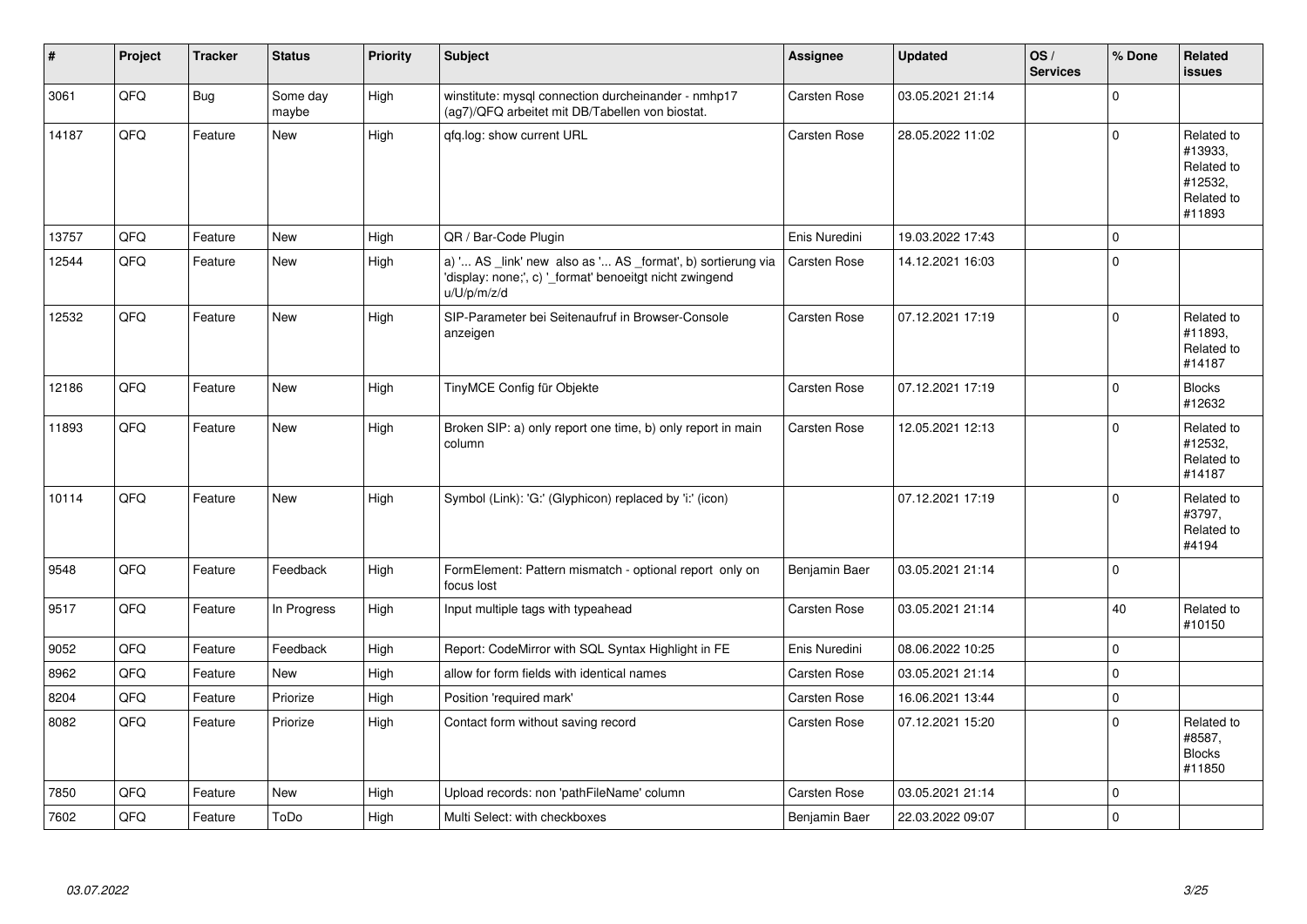| # | Project | Tracker | Status | Priority | Subject | Assignee | Updated | OS / Services | % Done | Related issues |
|---|---|---|---|---|---|---|---|---|---|---|
| 3061 | QFQ | Bug | Some day maybe | High | winstitute: mysql connection durcheinander - nmhp17 (ag7)/QFQ arbeitet mit DB/Tabellen von biostat. | Carsten Rose | 03.05.2021 21:14 | | 0 | |
| 14187 | QFQ | Feature | New | High | qfq.log: show current URL | Carsten Rose | 28.05.2022 11:02 | | 0 | Related to #13933, Related to #12532, Related to #11893 |
| 13757 | QFQ | Feature | New | High | QR / Bar-Code Plugin | Enis Nuredini | 19.03.2022 17:43 | | 0 | |
| 12544 | QFQ | Feature | New | High | a) '... AS _link' new also as '... AS _format', b) sortierung via 'display: none;', c) '_format' benoeitgt nicht zwingend u/U/p/m/z/d | Carsten Rose | 14.12.2021 16:03 | | 0 | |
| 12532 | QFQ | Feature | New | High | SIP-Parameter bei Seitenaufruf in Browser-Console anzeigen | Carsten Rose | 07.12.2021 17:19 | | 0 | Related to #11893, Related to #14187 |
| 12186 | QFQ | Feature | New | High | TinyMCE Config für Objekte | Carsten Rose | 07.12.2021 17:19 | | 0 | Blocks #12632 |
| 11893 | QFQ | Feature | New | High | Broken SIP: a) only report one time, b) only report in main column | Carsten Rose | 12.05.2021 12:13 | | 0 | Related to #12532, Related to #14187 |
| 10114 | QFQ | Feature | New | High | Symbol (Link): 'G:' (Glyphicon) replaced by 'i:' (icon) | | 07.12.2021 17:19 | | 0 | Related to #3797, Related to #4194 |
| 9548 | QFQ | Feature | Feedback | High | FormElement: Pattern mismatch - optional report only on focus lost | Benjamin Baer | 03.05.2021 21:14 | | 0 | |
| 9517 | QFQ | Feature | In Progress | High | Input multiple tags with typeahead | Carsten Rose | 03.05.2021 21:14 | | 40 | Related to #10150 |
| 9052 | QFQ | Feature | Feedback | High | Report: CodeMirror with SQL Syntax Highlight in FE | Enis Nuredini | 08.06.2022 10:25 | | 0 | |
| 8962 | QFQ | Feature | New | High | allow for form fields with identical names | Carsten Rose | 03.05.2021 21:14 | | 0 | |
| 8204 | QFQ | Feature | Priorize | High | Position 'required mark' | Carsten Rose | 16.06.2021 13:44 | | 0 | |
| 8082 | QFQ | Feature | Priorize | High | Contact form without saving record | Carsten Rose | 07.12.2021 15:20 | | 0 | Related to #8587, Blocks #11850 |
| 7850 | QFQ | Feature | New | High | Upload records: non 'pathFileName' column | Carsten Rose | 03.05.2021 21:14 | | 0 | |
| 7602 | QFQ | Feature | ToDo | High | Multi Select: with checkboxes | Benjamin Baer | 22.03.2022 09:07 | | 0 | |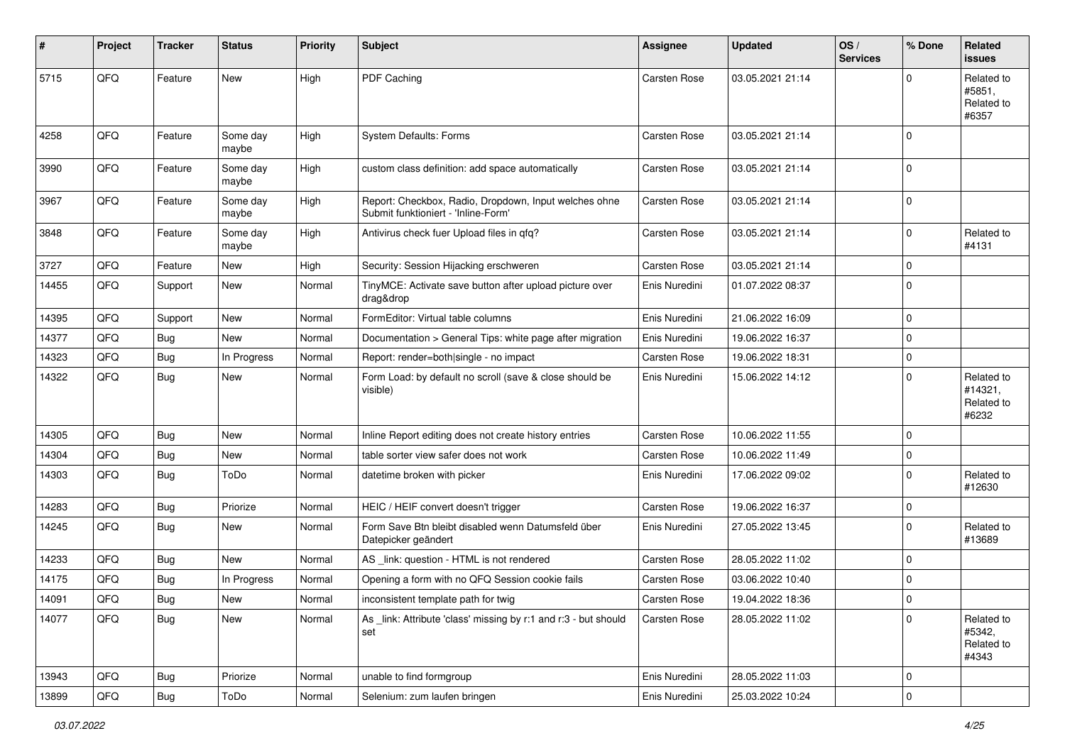| # | Project | Tracker | Status | Priority | Subject | Assignee | Updated | OS / Services | % Done | Related issues |
|---|---|---|---|---|---|---|---|---|---|---|
| 5715 | QFQ | Feature | New | High | PDF Caching | Carsten Rose | 03.05.2021 21:14 | | 0 | Related to #5851, Related to #6357 |
| 4258 | QFQ | Feature | Some day maybe | High | System Defaults: Forms | Carsten Rose | 03.05.2021 21:14 | | 0 | |
| 3990 | QFQ | Feature | Some day maybe | High | custom class definition: add space automatically | Carsten Rose | 03.05.2021 21:14 | | 0 | |
| 3967 | QFQ | Feature | Some day maybe | High | Report: Checkbox, Radio, Dropdown, Input welches ohne Submit funktioniert - 'Inline-Form' | Carsten Rose | 03.05.2021 21:14 | | 0 | |
| 3848 | QFQ | Feature | Some day maybe | High | Antivirus check fuer Upload files in qfq? | Carsten Rose | 03.05.2021 21:14 | | 0 | Related to #4131 |
| 3727 | QFQ | Feature | New | High | Security: Session Hijacking erschweren | Carsten Rose | 03.05.2021 21:14 | | 0 | |
| 14455 | QFQ | Support | New | Normal | TinyMCE: Activate save button after upload picture over drag&drop | Enis Nuredini | 01.07.2022 08:37 | | 0 | |
| 14395 | QFQ | Support | New | Normal | FormEditor: Virtual table columns | Enis Nuredini | 21.06.2022 16:09 | | 0 | |
| 14377 | QFQ | Bug | New | Normal | Documentation > General Tips: white page after migration | Enis Nuredini | 19.06.2022 16:37 | | 0 | |
| 14323 | QFQ | Bug | In Progress | Normal | Report: render=both\|single - no impact | Carsten Rose | 19.06.2022 18:31 | | 0 | |
| 14322 | QFQ | Bug | New | Normal | Form Load: by default no scroll (save & close should be visible) | Enis Nuredini | 15.06.2022 14:12 | | 0 | Related to #14321, Related to #6232 |
| 14305 | QFQ | Bug | New | Normal | Inline Report editing does not create history entries | Carsten Rose | 10.06.2022 11:55 | | 0 | |
| 14304 | QFQ | Bug | New | Normal | table sorter view safer does not work | Carsten Rose | 10.06.2022 11:49 | | 0 | |
| 14303 | QFQ | Bug | ToDo | Normal | datetime broken with picker | Enis Nuredini | 17.06.2022 09:02 | | 0 | Related to #12630 |
| 14283 | QFQ | Bug | Priorize | Normal | HEIC / HEIF convert doesn't trigger | Carsten Rose | 19.06.2022 16:37 | | 0 | |
| 14245 | QFQ | Bug | New | Normal | Form Save Btn bleibt disabled wenn Datumsfeld über Datepicker geändert | Enis Nuredini | 27.05.2022 13:45 | | 0 | Related to #13689 |
| 14233 | QFQ | Bug | New | Normal | AS _link: question - HTML is not rendered | Carsten Rose | 28.05.2022 11:02 | | 0 | |
| 14175 | QFQ | Bug | In Progress | Normal | Opening a form with no QFQ Session cookie fails | Carsten Rose | 03.06.2022 10:40 | | 0 | |
| 14091 | QFQ | Bug | New | Normal | inconsistent template path for twig | Carsten Rose | 19.04.2022 18:36 | | 0 | |
| 14077 | QFQ | Bug | New | Normal | As _link: Attribute 'class' missing by r:1 and r:3 - but should set | Carsten Rose | 28.05.2022 11:02 | | 0 | Related to #5342, Related to #4343 |
| 13943 | QFQ | Bug | Priorize | Normal | unable to find formgroup | Enis Nuredini | 28.05.2022 11:03 | | 0 | |
| 13899 | QFQ | Bug | ToDo | Normal | Selenium: zum laufen bringen | Enis Nuredini | 25.03.2022 10:24 | | 0 | |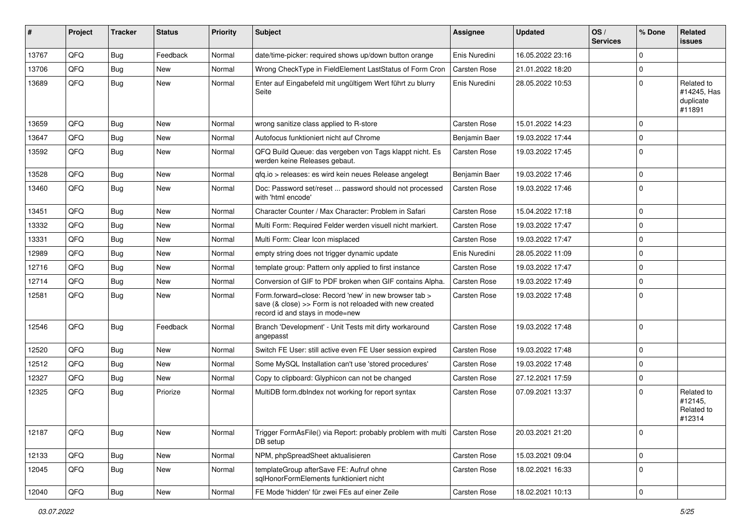| # | Project | Tracker | Status | Priority | Subject | Assignee | Updated | OS / Services | % Done | Related issues |
|---|---|---|---|---|---|---|---|---|---|---|
| 13767 | QFQ | Bug | Feedback | Normal | date/time-picker: required shows up/down button orange | Enis Nuredini | 16.05.2022 23:16 | | 0 | |
| 13706 | QFQ | Bug | New | Normal | Wrong CheckType in FieldElement LastStatus of Form Cron | Carsten Rose | 21.01.2022 18:20 | | 0 | |
| 13689 | QFQ | Bug | New | Normal | Enter auf Eingabefeld mit ungültigem Wert führt zu blurry Seite | Enis Nuredini | 28.05.2022 10:53 | | 0 | Related to #14245, Has duplicate #11891 |
| 13659 | QFQ | Bug | New | Normal | wrong sanitize class applied to R-store | Carsten Rose | 15.01.2022 14:23 | | 0 | |
| 13647 | QFQ | Bug | New | Normal | Autofocus funktioniert nicht auf Chrome | Benjamin Baer | 19.03.2022 17:44 | | 0 | |
| 13592 | QFQ | Bug | New | Normal | QFQ Build Queue: das vergeben von Tags klappt nicht. Es werden keine Releases gebaut. | Carsten Rose | 19.03.2022 17:45 | | 0 | |
| 13528 | QFQ | Bug | New | Normal | qfq.io > releases: es wird kein neues Release angelegt | Benjamin Baer | 19.03.2022 17:46 | | 0 | |
| 13460 | QFQ | Bug | New | Normal | Doc: Password set/reset ... password should not processed with 'html encode' | Carsten Rose | 19.03.2022 17:46 | | 0 | |
| 13451 | QFQ | Bug | New | Normal | Character Counter / Max Character: Problem in Safari | Carsten Rose | 15.04.2022 17:18 | | 0 | |
| 13332 | QFQ | Bug | New | Normal | Multi Form: Required Felder werden visuell nicht markiert. | Carsten Rose | 19.03.2022 17:47 | | 0 | |
| 13331 | QFQ | Bug | New | Normal | Multi Form: Clear Icon misplaced | Carsten Rose | 19.03.2022 17:47 | | 0 | |
| 12989 | QFQ | Bug | New | Normal | empty string does not trigger dynamic update | Enis Nuredini | 28.05.2022 11:09 | | 0 | |
| 12716 | QFQ | Bug | New | Normal | template group: Pattern only applied to first instance | Carsten Rose | 19.03.2022 17:47 | | 0 | |
| 12714 | QFQ | Bug | New | Normal | Conversion of GIF to PDF broken when GIF contains Alpha. | Carsten Rose | 19.03.2022 17:49 | | 0 | |
| 12581 | QFQ | Bug | New | Normal | Form.forward=close: Record 'new' in new browser tab > save (& close) >> Form is not reloaded with new created record id and stays in mode=new | Carsten Rose | 19.03.2022 17:48 | | 0 | |
| 12546 | QFQ | Bug | Feedback | Normal | Branch 'Development' - Unit Tests mit dirty workaround angepasst | Carsten Rose | 19.03.2022 17:48 | | 0 | |
| 12520 | QFQ | Bug | New | Normal | Switch FE User: still active even FE User session expired | Carsten Rose | 19.03.2022 17:48 | | 0 | |
| 12512 | QFQ | Bug | New | Normal | Some MySQL Installation can't use 'stored procedures' | Carsten Rose | 19.03.2022 17:48 | | 0 | |
| 12327 | QFQ | Bug | New | Normal | Copy to clipboard: Glyphicon can not be changed | Carsten Rose | 27.12.2021 17:59 | | 0 | |
| 12325 | QFQ | Bug | Priorize | Normal | MultiDB form.dbIndex not working for report syntax | Carsten Rose | 07.09.2021 13:37 | | 0 | Related to #12145, Related to #12314 |
| 12187 | QFQ | Bug | New | Normal | Trigger FormAsFile() via Report: probably problem with multi DB setup | Carsten Rose | 20.03.2021 21:20 | | 0 | |
| 12133 | QFQ | Bug | New | Normal | NPM, phpSpreadSheet aktualisieren | Carsten Rose | 15.03.2021 09:04 | | 0 | |
| 12045 | QFQ | Bug | New | Normal | templateGroup afterSave FE: Aufruf ohne sqlHonorFormElements funktioniert nicht | Carsten Rose | 18.02.2021 16:33 | | 0 | |
| 12040 | QFQ | Bug | New | Normal | FE Mode 'hidden' für zwei FEs auf einer Zeile | Carsten Rose | 18.02.2021 10:13 | | 0 | |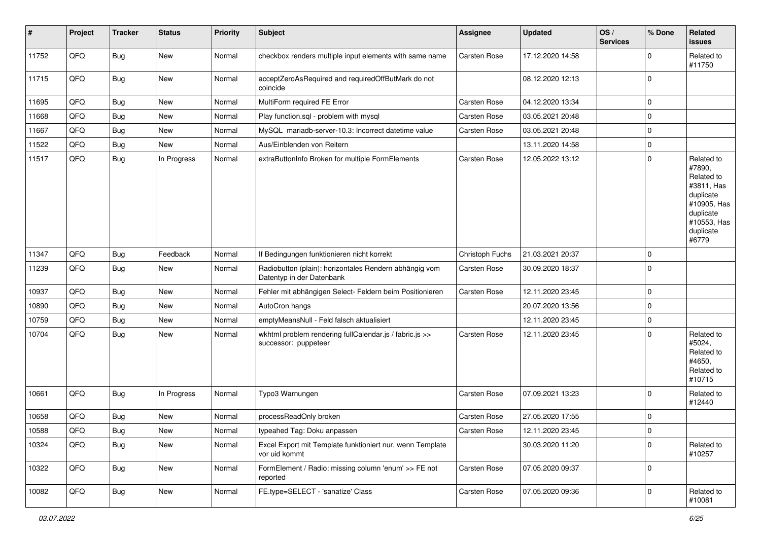| # | Project | Tracker | Status | Priority | Subject | Assignee | Updated | OS / Services | % Done | Related issues |
|---|---|---|---|---|---|---|---|---|---|---|
| 11752 | QFQ | Bug | New | Normal | checkbox renders multiple input elements with same name | Carsten Rose | 17.12.2020 14:58 | | 0 | Related to #11750 |
| 11715 | QFQ | Bug | New | Normal | acceptZeroAsRequired and requiredOffButMark do not coincide | | 08.12.2020 12:13 | | 0 | |
| 11695 | QFQ | Bug | New | Normal | MultiForm required FE Error | Carsten Rose | 04.12.2020 13:34 | | 0 | |
| 11668 | QFQ | Bug | New | Normal | Play function.sql - problem with mysql | Carsten Rose | 03.05.2021 20:48 | | 0 | |
| 11667 | QFQ | Bug | New | Normal | MySQL mariadb-server-10.3: Incorrect datetime value | Carsten Rose | 03.05.2021 20:48 | | 0 | |
| 11522 | QFQ | Bug | New | Normal | Aus/Einblenden von Reitern | | 13.11.2020 14:58 | | 0 | |
| 11517 | QFQ | Bug | In Progress | Normal | extraButtonInfo Broken for multiple FormElements | Carsten Rose | 12.05.2022 13:12 | | 0 | Related to #7890, Related to #3811, Has duplicate #10905, Has duplicate #10553, Has duplicate #6779 |
| 11347 | QFQ | Bug | Feedback | Normal | If Bedingungen funktionieren nicht korrekt | Christoph Fuchs | 21.03.2021 20:37 | | 0 | |
| 11239 | QFQ | Bug | New | Normal | Radiobutton (plain): horizontales Rendern abhängig vom Datentyp in der Datenbank | Carsten Rose | 30.09.2020 18:37 | | 0 | |
| 10937 | QFQ | Bug | New | Normal | Fehler mit abhängigen Select- Feldern beim Positionieren | Carsten Rose | 12.11.2020 23:45 | | 0 | |
| 10890 | QFQ | Bug | New | Normal | AutoCron hangs | | 20.07.2020 13:56 | | 0 | |
| 10759 | QFQ | Bug | New | Normal | emptyMeansNull - Feld falsch aktualisiert | | 12.11.2020 23:45 | | 0 | |
| 10704 | QFQ | Bug | New | Normal | wkhtml problem rendering fullCalendar.js / fabric.js >> successor: puppeteer | Carsten Rose | 12.11.2020 23:45 | | 0 | Related to #5024, Related to #4650, Related to #10715 |
| 10661 | QFQ | Bug | In Progress | Normal | Typo3 Warnungen | Carsten Rose | 07.09.2021 13:23 | | 0 | Related to #12440 |
| 10658 | QFQ | Bug | New | Normal | processReadOnly broken | Carsten Rose | 27.05.2020 17:55 | | 0 | |
| 10588 | QFQ | Bug | New | Normal | typeahed Tag: Doku anpassen | Carsten Rose | 12.11.2020 23:45 | | 0 | |
| 10324 | QFQ | Bug | New | Normal | Excel Export mit Template funktioniert nur, wenn Template vor uid kommt | | 30.03.2020 11:20 | | 0 | Related to #10257 |
| 10322 | QFQ | Bug | New | Normal | FormElement / Radio: missing column 'enum' >> FE not reported | Carsten Rose | 07.05.2020 09:37 | | 0 | |
| 10082 | QFQ | Bug | New | Normal | FE.type=SELECT - 'sanatize' Class | Carsten Rose | 07.05.2020 09:36 | | 0 | Related to #10081 |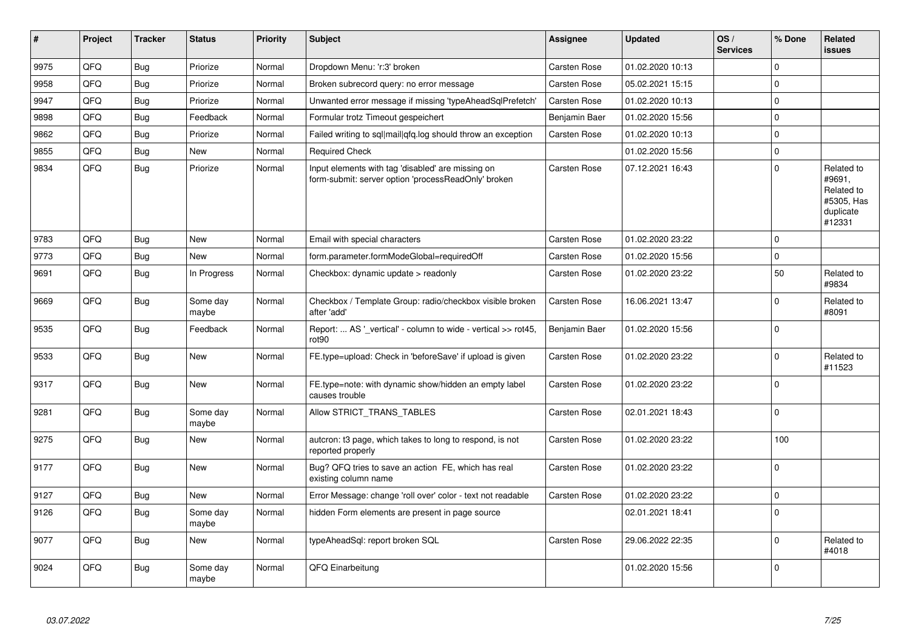| # | Project | Tracker | Status | Priority | Subject | Assignee | Updated | OS / Services | % Done | Related issues |
|---|---|---|---|---|---|---|---|---|---|---|
| 9975 | QFQ | Bug | Priorize | Normal | Dropdown Menu: 'r:3' broken | Carsten Rose | 01.02.2020 10:13 | | 0 | |
| 9958 | QFQ | Bug | Priorize | Normal | Broken subrecord query: no error message | Carsten Rose | 05.02.2021 15:15 | | 0 | |
| 9947 | QFQ | Bug | Priorize | Normal | Unwanted error message if missing 'typeAheadSqlPrefetch' | Carsten Rose | 01.02.2020 10:13 | | 0 | |
| 9898 | QFQ | Bug | Feedback | Normal | Formular trotz Timeout gespeichert | Benjamin Baer | 01.02.2020 15:56 | | 0 | |
| 9862 | QFQ | Bug | Priorize | Normal | Failed writing to sql\|mail\|qfq.log should throw an exception | Carsten Rose | 01.02.2020 10:13 | | 0 | |
| 9855 | QFQ | Bug | New | Normal | Required Check | | 01.02.2020 15:56 | | 0 | |
| 9834 | QFQ | Bug | Priorize | Normal | Input elements with tag 'disabled' are missing on form-submit: server option 'processReadOnly' broken | Carsten Rose | 07.12.2021 16:43 | | 0 | Related to #9691, Related to #5305, Has duplicate #12331 |
| 9783 | QFQ | Bug | New | Normal | Email with special characters | Carsten Rose | 01.02.2020 23:22 | | 0 | |
| 9773 | QFQ | Bug | New | Normal | form.parameter.formModeGlobal=requiredOff | Carsten Rose | 01.02.2020 15:56 | | 0 | |
| 9691 | QFQ | Bug | In Progress | Normal | Checkbox: dynamic update > readonly | Carsten Rose | 01.02.2020 23:22 | | 50 | Related to #9834 |
| 9669 | QFQ | Bug | Some day maybe | Normal | Checkbox / Template Group: radio/checkbox visible broken after 'add' | Carsten Rose | 16.06.2021 13:47 | | 0 | Related to #8091 |
| 9535 | QFQ | Bug | Feedback | Normal | Report: ... AS '_vertical' - column to wide - vertical >> rot45, rot90 | Benjamin Baer | 01.02.2020 15:56 | | 0 | |
| 9533 | QFQ | Bug | New | Normal | FE.type=upload: Check in 'beforeSave' if upload is given | Carsten Rose | 01.02.2020 23:22 | | 0 | Related to #11523 |
| 9317 | QFQ | Bug | New | Normal | FE.type=note: with dynamic show/hidden an empty label causes trouble | Carsten Rose | 01.02.2020 23:22 | | 0 | |
| 9281 | QFQ | Bug | Some day maybe | Normal | Allow STRICT_TRANS_TABLES | Carsten Rose | 02.01.2021 18:43 | | 0 | |
| 9275 | QFQ | Bug | New | Normal | autcron: t3 page, which takes to long to respond, is not reported properly | Carsten Rose | 01.02.2020 23:22 | | 100 | |
| 9177 | QFQ | Bug | New | Normal | Bug? QFQ tries to save an action FE, which has real existing column name | Carsten Rose | 01.02.2020 23:22 | | 0 | |
| 9127 | QFQ | Bug | New | Normal | Error Message: change 'roll over' color - text not readable | Carsten Rose | 01.02.2020 23:22 | | 0 | |
| 9126 | QFQ | Bug | Some day maybe | Normal | hidden Form elements are present in page source | | 02.01.2021 18:41 | | 0 | |
| 9077 | QFQ | Bug | New | Normal | typeAheadSql: report broken SQL | Carsten Rose | 29.06.2022 22:35 | | 0 | Related to #4018 |
| 9024 | QFQ | Bug | Some day maybe | Normal | QFQ Einarbeitung | | 01.02.2020 15:56 | | 0 | |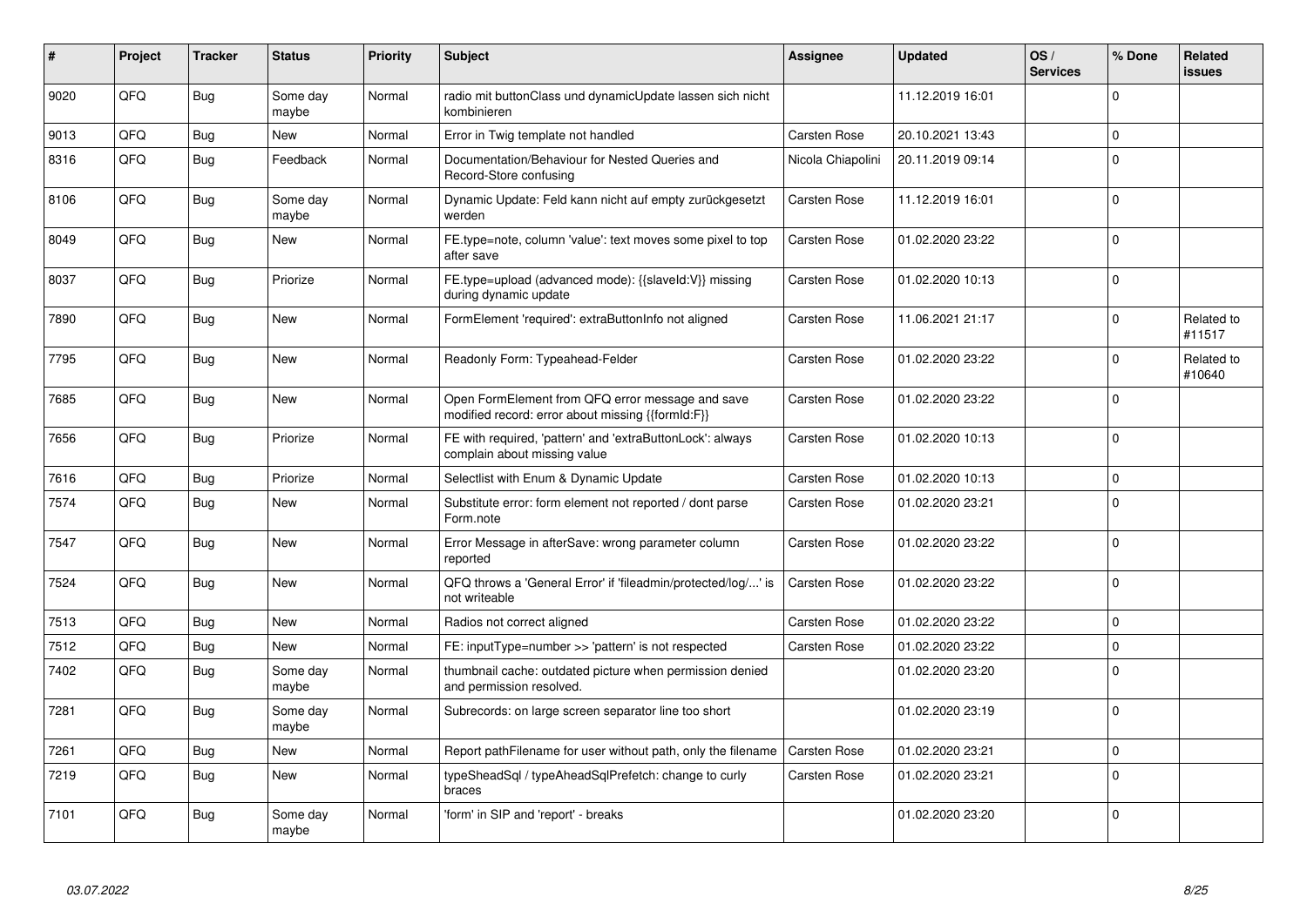| # | Project | Tracker | Status | Priority | Subject | Assignee | Updated | OS / Services | % Done | Related issues |
|---|---|---|---|---|---|---|---|---|---|---|
| 9020 | QFQ | Bug | Some day maybe | Normal | radio mit buttonClass und dynamicUpdate lassen sich nicht kombinieren | | 11.12.2019 16:01 | | 0 | |
| 9013 | QFQ | Bug | New | Normal | Error in Twig template not handled | Carsten Rose | 20.10.2021 13:43 | | 0 | |
| 8316 | QFQ | Bug | Feedback | Normal | Documentation/Behaviour for Nested Queries and Record-Store confusing | Nicola Chiapolini | 20.11.2019 09:14 | | 0 | |
| 8106 | QFQ | Bug | Some day maybe | Normal | Dynamic Update: Feld kann nicht auf empty zurückgesetzt werden | Carsten Rose | 11.12.2019 16:01 | | 0 | |
| 8049 | QFQ | Bug | New | Normal | FE.type=note, column 'value': text moves some pixel to top after save | Carsten Rose | 01.02.2020 23:22 | | 0 | |
| 8037 | QFQ | Bug | Priorize | Normal | FE.type=upload (advanced mode): {{slaveId:V}} missing during dynamic update | Carsten Rose | 01.02.2020 10:13 | | 0 | |
| 7890 | QFQ | Bug | New | Normal | FormElement 'required': extraButtonInfo not aligned | Carsten Rose | 11.06.2021 21:17 | | 0 | Related to #11517 |
| 7795 | QFQ | Bug | New | Normal | Readonly Form: Typeahead-Felder | Carsten Rose | 01.02.2020 23:22 | | 0 | Related to #10640 |
| 7685 | QFQ | Bug | New | Normal | Open FormElement from QFQ error message and save modified record: error about missing {{formId:F}} | Carsten Rose | 01.02.2020 23:22 | | 0 | |
| 7656 | QFQ | Bug | Priorize | Normal | FE with required, 'pattern' and 'extraButtonLock': always complain about missing value | Carsten Rose | 01.02.2020 10:13 | | 0 | |
| 7616 | QFQ | Bug | Priorize | Normal | Selectlist with Enum & Dynamic Update | Carsten Rose | 01.02.2020 10:13 | | 0 | |
| 7574 | QFQ | Bug | New | Normal | Substitute error: form element not reported / dont parse Form.note | Carsten Rose | 01.02.2020 23:21 | | 0 | |
| 7547 | QFQ | Bug | New | Normal | Error Message in afterSave: wrong parameter column reported | Carsten Rose | 01.02.2020 23:22 | | 0 | |
| 7524 | QFQ | Bug | New | Normal | QFQ throws a 'General Error' if 'fileadmin/protected/log/...' is not writeable | Carsten Rose | 01.02.2020 23:22 | | 0 | |
| 7513 | QFQ | Bug | New | Normal | Radios not correct aligned | Carsten Rose | 01.02.2020 23:22 | | 0 | |
| 7512 | QFQ | Bug | New | Normal | FE: inputType=number >> 'pattern' is not respected | Carsten Rose | 01.02.2020 23:22 | | 0 | |
| 7402 | QFQ | Bug | Some day maybe | Normal | thumbnail cache: outdated picture when permission denied and permission resolved. | | 01.02.2020 23:20 | | 0 | |
| 7281 | QFQ | Bug | Some day maybe | Normal | Subrecords: on large screen separator line too short | | 01.02.2020 23:19 | | 0 | |
| 7261 | QFQ | Bug | New | Normal | Report pathFilename for user without path, only the filename | Carsten Rose | 01.02.2020 23:21 | | 0 | |
| 7219 | QFQ | Bug | New | Normal | typeSheadSql / typeAheadSqlPrefetch: change to curly braces | Carsten Rose | 01.02.2020 23:21 | | 0 | |
| 7101 | QFQ | Bug | Some day maybe | Normal | 'form' in SIP and 'report' - breaks | | 01.02.2020 23:20 | | 0 | |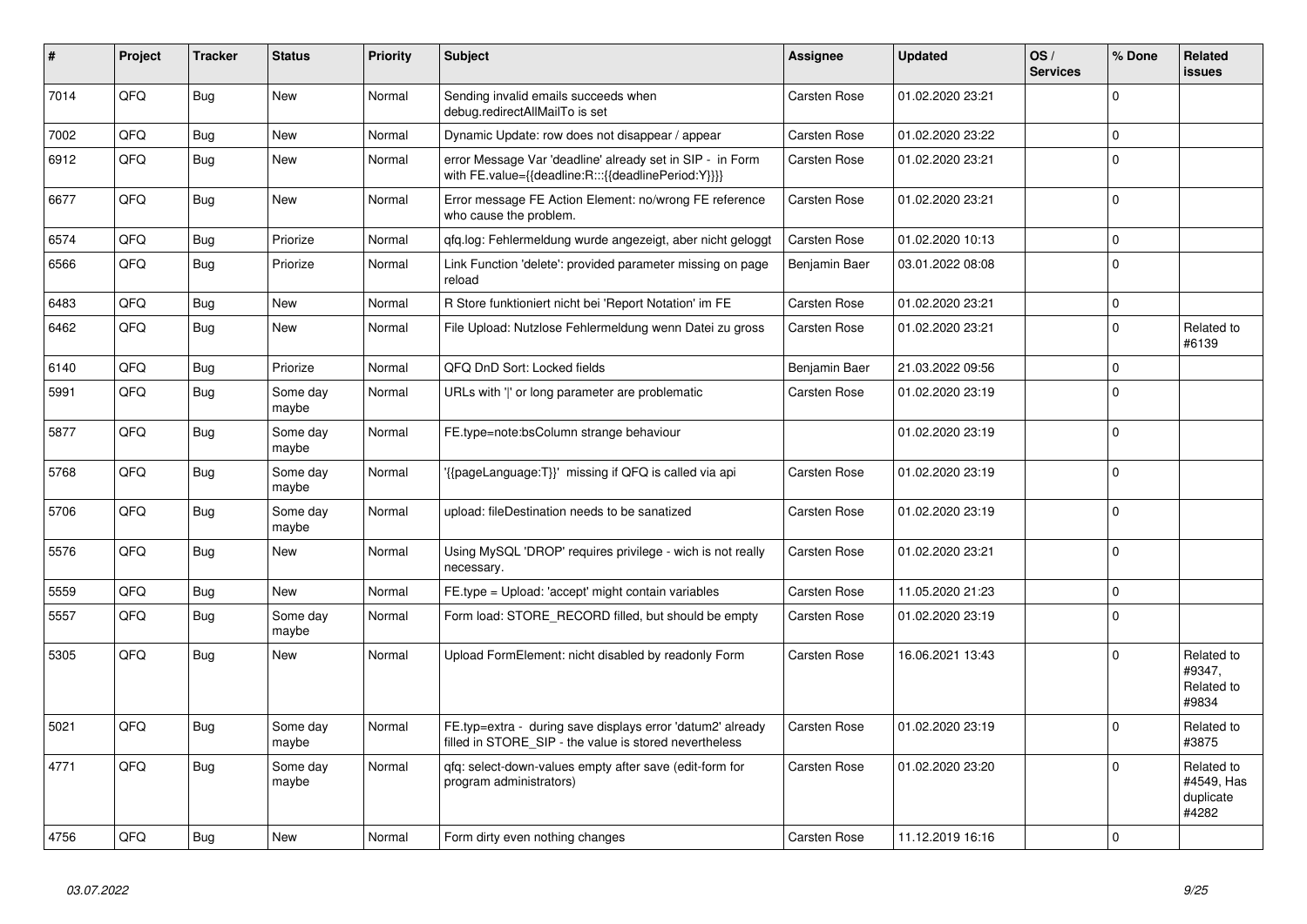| # | Project | Tracker | Status | Priority | Subject | Assignee | Updated | OS / Services | % Done | Related issues |
|---|---|---|---|---|---|---|---|---|---|---|
| 7014 | QFQ | Bug | New | Normal | Sending invalid emails succeeds when debug.redirectAllMailTo is set | Carsten Rose | 01.02.2020 23:21 | | 0 | |
| 7002 | QFQ | Bug | New | Normal | Dynamic Update: row does not disappear / appear | Carsten Rose | 01.02.2020 23:22 | | 0 | |
| 6912 | QFQ | Bug | New | Normal | error Message Var 'deadline' already set in SIP - in Form with FE.value={{deadline:R:::{{deadlinePeriod:Y}}}} | Carsten Rose | 01.02.2020 23:21 | | 0 | |
| 6677 | QFQ | Bug | New | Normal | Error message FE Action Element: no/wrong FE reference who cause the problem. | Carsten Rose | 01.02.2020 23:21 | | 0 | |
| 6574 | QFQ | Bug | Priorize | Normal | qfq.log: Fehlermeldung wurde angezeigt, aber nicht geloggt | Carsten Rose | 01.02.2020 10:13 | | 0 | |
| 6566 | QFQ | Bug | Priorize | Normal | Link Function 'delete': provided parameter missing on page reload | Benjamin Baer | 03.01.2022 08:08 | | 0 | |
| 6483 | QFQ | Bug | New | Normal | R Store funktioniert nicht bei 'Report Notation' im FE | Carsten Rose | 01.02.2020 23:21 | | 0 | |
| 6462 | QFQ | Bug | New | Normal | File Upload: Nutzlose Fehlermeldung wenn Datei zu gross | Carsten Rose | 01.02.2020 23:21 | | 0 | Related to #6139 |
| 6140 | QFQ | Bug | Priorize | Normal | QFQ DnD Sort: Locked fields | Benjamin Baer | 21.03.2022 09:56 | | 0 | |
| 5991 | QFQ | Bug | Some day maybe | Normal | URLs with '&#124;' or long parameter are problematic | Carsten Rose | 01.02.2020 23:19 | | 0 | |
| 5877 | QFQ | Bug | Some day maybe | Normal | FE.type=note:bsColumn strange behaviour | | 01.02.2020 23:19 | | 0 | |
| 5768 | QFQ | Bug | Some day maybe | Normal | '{{pageLanguage:T}}' missing if QFQ is called via api | Carsten Rose | 01.02.2020 23:19 | | 0 | |
| 5706 | QFQ | Bug | Some day maybe | Normal | upload: fileDestination needs to be sanatized | Carsten Rose | 01.02.2020 23:19 | | 0 | |
| 5576 | QFQ | Bug | New | Normal | Using MySQL 'DROP' requires privilege - wich is not really necessary. | Carsten Rose | 01.02.2020 23:21 | | 0 | |
| 5559 | QFQ | Bug | New | Normal | FE.type = Upload: 'accept' might contain variables | Carsten Rose | 11.05.2020 21:23 | | 0 | |
| 5557 | QFQ | Bug | Some day maybe | Normal | Form load: STORE_RECORD filled, but should be empty | Carsten Rose | 01.02.2020 23:19 | | 0 | |
| 5305 | QFQ | Bug | New | Normal | Upload FormElement: nicht disabled by readonly Form | Carsten Rose | 16.06.2021 13:43 | | 0 | Related to #9347, Related to #9834 |
| 5021 | QFQ | Bug | Some day maybe | Normal | FE.typ=extra - during save displays error 'datum2' already filled in STORE_SIP - the value is stored nevertheless | Carsten Rose | 01.02.2020 23:19 | | 0 | Related to #3875 |
| 4771 | QFQ | Bug | Some day maybe | Normal | qfq: select-down-values empty after save (edit-form for program administrators) | Carsten Rose | 01.02.2020 23:20 | | 0 | Related to #4549, Has duplicate #4282 |
| 4756 | QFQ | Bug | New | Normal | Form dirty even nothing changes | Carsten Rose | 11.12.2019 16:16 | | 0 | |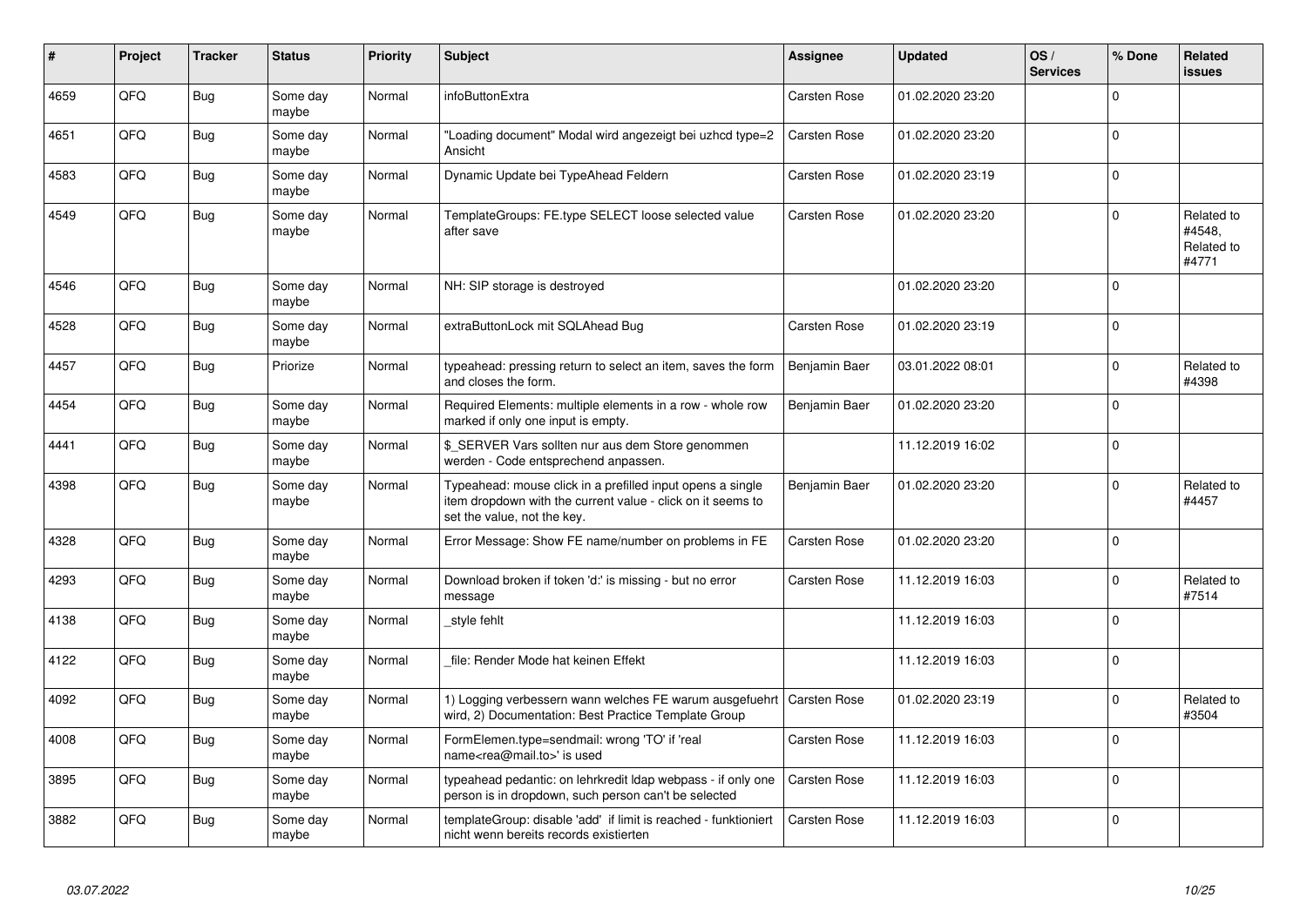| # | Project | Tracker | Status | Priority | Subject | Assignee | Updated | OS / Services | % Done | Related issues |
|---|---|---|---|---|---|---|---|---|---|---|
| 4659 | QFQ | Bug | Some day maybe | Normal | infoButtonExtra | Carsten Rose | 01.02.2020 23:20 | | 0 | |
| 4651 | QFQ | Bug | Some day maybe | Normal | "Loading document" Modal wird angezeigt bei uzhcd type=2 Ansicht | Carsten Rose | 01.02.2020 23:20 | | 0 | |
| 4583 | QFQ | Bug | Some day maybe | Normal | Dynamic Update bei TypeAhead Feldern | Carsten Rose | 01.02.2020 23:19 | | 0 | |
| 4549 | QFQ | Bug | Some day maybe | Normal | TemplateGroups: FE.type SELECT loose selected value after save | Carsten Rose | 01.02.2020 23:20 | | 0 | Related to #4548, Related to #4771 |
| 4546 | QFQ | Bug | Some day maybe | Normal | NH: SIP storage is destroyed | | 01.02.2020 23:20 | | 0 | |
| 4528 | QFQ | Bug | Some day maybe | Normal | extraButtonLock mit SQLAhead Bug | Carsten Rose | 01.02.2020 23:19 | | 0 | |
| 4457 | QFQ | Bug | Priorize | Normal | typeahead: pressing return to select an item, saves the form and closes the form. | Benjamin Baer | 03.01.2022 08:01 | | 0 | Related to #4398 |
| 4454 | QFQ | Bug | Some day maybe | Normal | Required Elements: multiple elements in a row - whole row marked if only one input is empty. | Benjamin Baer | 01.02.2020 23:20 | | 0 | |
| 4441 | QFQ | Bug | Some day maybe | Normal | $_SERVER Vars sollten nur aus dem Store genommen werden - Code entsprechend anpassen. | | 11.12.2019 16:02 | | 0 | |
| 4398 | QFQ | Bug | Some day maybe | Normal | Typeahead: mouse click in a prefilled input opens a single item dropdown with the current value - click on it seems to set the value, not the key. | Benjamin Baer | 01.02.2020 23:20 | | 0 | Related to #4457 |
| 4328 | QFQ | Bug | Some day maybe | Normal | Error Message: Show FE name/number on problems in FE | Carsten Rose | 01.02.2020 23:20 | | 0 | |
| 4293 | QFQ | Bug | Some day maybe | Normal | Download broken if token 'd:' is missing - but no error message | Carsten Rose | 11.12.2019 16:03 | | 0 | Related to #7514 |
| 4138 | QFQ | Bug | Some day maybe | Normal | _style fehlt | | 11.12.2019 16:03 | | 0 | |
| 4122 | QFQ | Bug | Some day maybe | Normal | _file: Render Mode hat keinen Effekt | | 11.12.2019 16:03 | | 0 | |
| 4092 | QFQ | Bug | Some day maybe | Normal | 1) Logging verbessern wann welches FE warum ausgefuehrt wird, 2) Documentation: Best Practice Template Group | Carsten Rose | 01.02.2020 23:19 | | 0 | Related to #3504 |
| 4008 | QFQ | Bug | Some day maybe | Normal | FormElemen.type=sendmail: wrong 'TO' if 'real name<rea@mail.to>' is used | Carsten Rose | 11.12.2019 16:03 | | 0 | |
| 3895 | QFQ | Bug | Some day maybe | Normal | typeahead pedantic: on lehrkredit ldap webpass - if only one person is in dropdown, such person can't be selected | Carsten Rose | 11.12.2019 16:03 | | 0 | |
| 3882 | QFQ | Bug | Some day maybe | Normal | templateGroup: disable 'add' if limit is reached - funktioniert nicht wenn bereits records existierten | Carsten Rose | 11.12.2019 16:03 | | 0 | |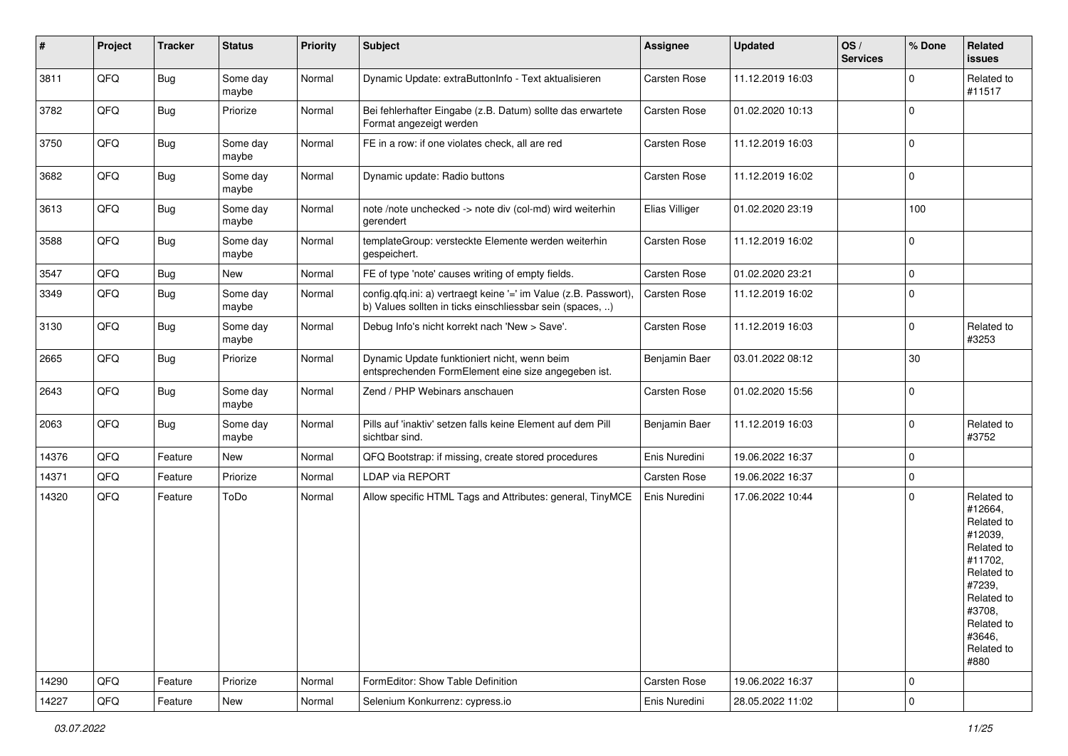| # | Project | Tracker | Status | Priority | Subject | Assignee | Updated | OS / Services | % Done | Related issues |
|---|---|---|---|---|---|---|---|---|---|---|
| 3811 | QFQ | Bug | Some day maybe | Normal | Dynamic Update: extraButtonInfo - Text aktualisieren | Carsten Rose | 11.12.2019 16:03 | | 0 | Related to #11517 |
| 3782 | QFQ | Bug | Priorize | Normal | Bei fehlerhafter Eingabe (z.B. Datum) sollte das erwartete Format angezeigt werden | Carsten Rose | 01.02.2020 10:13 | | 0 | |
| 3750 | QFQ | Bug | Some day maybe | Normal | FE in a row: if one violates check, all are red | Carsten Rose | 11.12.2019 16:03 | | 0 | |
| 3682 | QFQ | Bug | Some day maybe | Normal | Dynamic update: Radio buttons | Carsten Rose | 11.12.2019 16:02 | | 0 | |
| 3613 | QFQ | Bug | Some day maybe | Normal | note /note unchecked -> note div (col-md) wird weiterhin gerendert | Elias Villiger | 01.02.2020 23:19 | | 100 | |
| 3588 | QFQ | Bug | Some day maybe | Normal | templateGroup: versteckte Elemente werden weiterhin gespeichert. | Carsten Rose | 11.12.2019 16:02 | | 0 | |
| 3547 | QFQ | Bug | New | Normal | FE of type 'note' causes writing of empty fields. | Carsten Rose | 01.02.2020 23:21 | | 0 | |
| 3349 | QFQ | Bug | Some day maybe | Normal | config.qfq.ini: a) vertraegt keine '=' im Value (z.B. Passwort), b) Values sollten in ticks einschliessbar sein (spaces, ..) | Carsten Rose | 11.12.2019 16:02 | | 0 | |
| 3130 | QFQ | Bug | Some day maybe | Normal | Debug Info's nicht korrekt nach 'New > Save'. | Carsten Rose | 11.12.2019 16:03 | | 0 | Related to #3253 |
| 2665 | QFQ | Bug | Priorize | Normal | Dynamic Update funktioniert nicht, wenn beim entsprechenden FormElement eine size angegeben ist. | Benjamin Baer | 03.01.2022 08:12 | | 30 | |
| 2643 | QFQ | Bug | Some day maybe | Normal | Zend / PHP Webinars anschauen | Carsten Rose | 01.02.2020 15:56 | | 0 | |
| 2063 | QFQ | Bug | Some day maybe | Normal | Pills auf 'inaktiv' setzen falls keine Element auf dem Pill sichtbar sind. | Benjamin Baer | 11.12.2019 16:03 | | 0 | Related to #3752 |
| 14376 | QFQ | Feature | New | Normal | QFQ Bootstrap: if missing, create stored procedures | Enis Nuredini | 19.06.2022 16:37 | | 0 | |
| 14371 | QFQ | Feature | Priorize | Normal | LDAP via REPORT | Carsten Rose | 19.06.2022 16:37 | | 0 | |
| 14320 | QFQ | Feature | ToDo | Normal | Allow specific HTML Tags and Attributes: general, TinyMCE | Enis Nuredini | 17.06.2022 10:44 | | 0 | Related to #12664, Related to #12039, Related to #11702, Related to #7239, Related to #3708, Related to #3646, Related to #880 |
| 14290 | QFQ | Feature | Priorize | Normal | FormEditor: Show Table Definition | Carsten Rose | 19.06.2022 16:37 | | 0 | |
| 14227 | QFQ | Feature | New | Normal | Selenium Konkurrenz: cypress.io | Enis Nuredini | 28.05.2022 11:02 | | 0 | |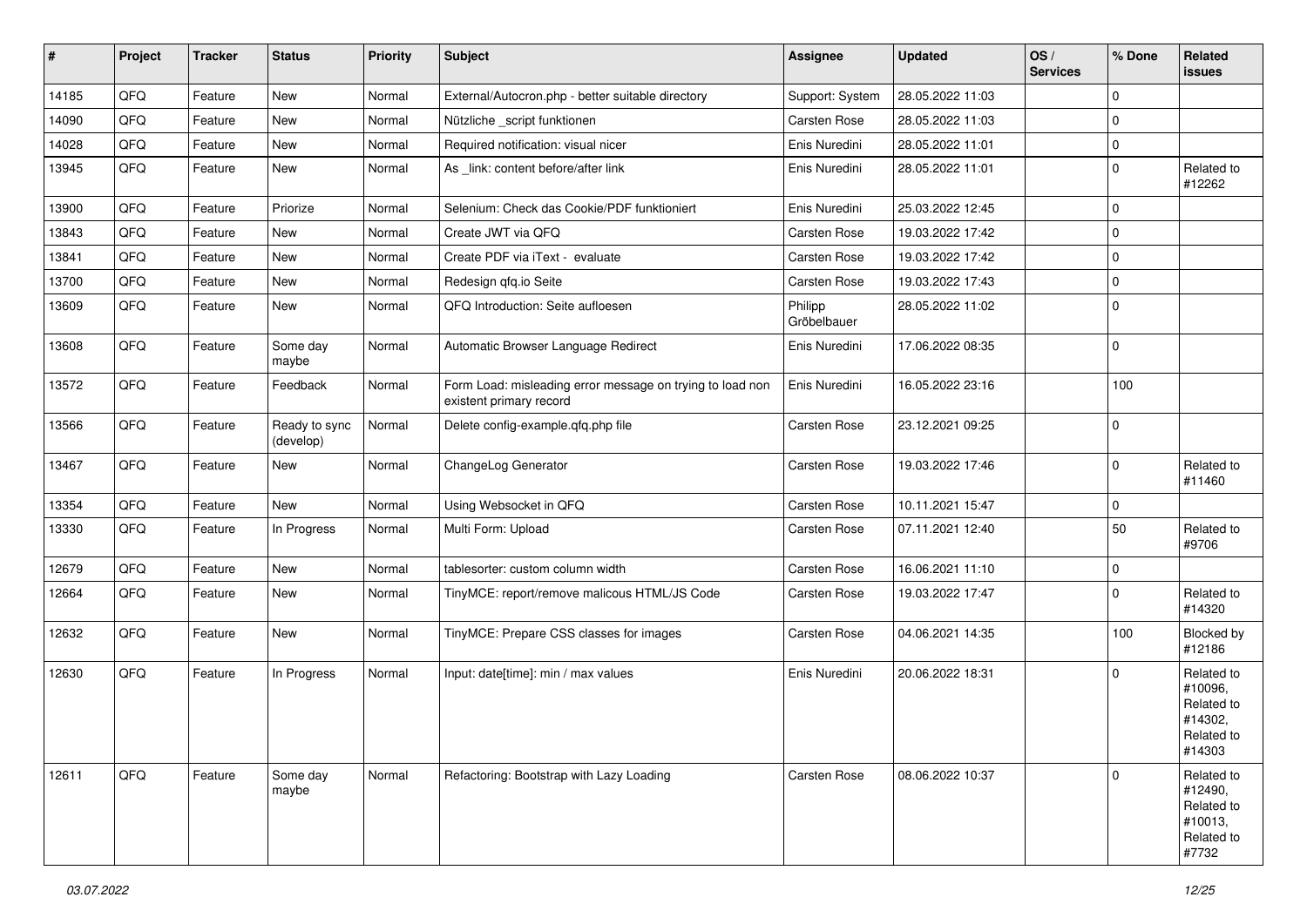| # | Project | Tracker | Status | Priority | Subject | Assignee | Updated | OS / Services | % Done | Related issues |
|---|---|---|---|---|---|---|---|---|---|---|
| 14185 | QFQ | Feature | New | Normal | External/Autocron.php - better suitable directory | Support: System | 28.05.2022 11:03 | | 0 | |
| 14090 | QFQ | Feature | New | Normal | Nützliche _script funktionen | Carsten Rose | 28.05.2022 11:03 | | 0 | |
| 14028 | QFQ | Feature | New | Normal | Required notification: visual nicer | Enis Nuredini | 28.05.2022 11:01 | | 0 | |
| 13945 | QFQ | Feature | New | Normal | As _link: content before/after link | Enis Nuredini | 28.05.2022 11:01 | | 0 | Related to #12262 |
| 13900 | QFQ | Feature | Priorize | Normal | Selenium: Check das Cookie/PDF funktioniert | Enis Nuredini | 25.03.2022 12:45 | | 0 | |
| 13843 | QFQ | Feature | New | Normal | Create JWT via QFQ | Carsten Rose | 19.03.2022 17:42 | | 0 | |
| 13841 | QFQ | Feature | New | Normal | Create PDF via iText - evaluate | Carsten Rose | 19.03.2022 17:42 | | 0 | |
| 13700 | QFQ | Feature | New | Normal | Redesign qfq.io Seite | Carsten Rose | 19.03.2022 17:43 | | 0 | |
| 13609 | QFQ | Feature | New | Normal | QFQ Introduction: Seite aufloesen | Philipp Gröbelbauer | 28.05.2022 11:02 | | 0 | |
| 13608 | QFQ | Feature | Some day maybe | Normal | Automatic Browser Language Redirect | Enis Nuredini | 17.06.2022 08:35 | | 0 | |
| 13572 | QFQ | Feature | Feedback | Normal | Form Load: misleading error message on trying to load non existent primary record | Enis Nuredini | 16.05.2022 23:16 | | 100 | |
| 13566 | QFQ | Feature | Ready to sync (develop) | Normal | Delete config-example.qfq.php file | Carsten Rose | 23.12.2021 09:25 | | 0 | |
| 13467 | QFQ | Feature | New | Normal | ChangeLog Generator | Carsten Rose | 19.03.2022 17:46 | | 0 | Related to #11460 |
| 13354 | QFQ | Feature | New | Normal | Using Websocket in QFQ | Carsten Rose | 10.11.2021 15:47 | | 0 | |
| 13330 | QFQ | Feature | In Progress | Normal | Multi Form: Upload | Carsten Rose | 07.11.2021 12:40 | | 50 | Related to #9706 |
| 12679 | QFQ | Feature | New | Normal | tablesorter: custom column width | Carsten Rose | 16.06.2021 11:10 | | 0 | |
| 12664 | QFQ | Feature | New | Normal | TinyMCE: report/remove malicous HTML/JS Code | Carsten Rose | 19.03.2022 17:47 | | 0 | Related to #14320 |
| 12632 | QFQ | Feature | New | Normal | TinyMCE: Prepare CSS classes for images | Carsten Rose | 04.06.2021 14:35 | | 100 | Blocked by #12186 |
| 12630 | QFQ | Feature | In Progress | Normal | Input: date[time]: min / max values | Enis Nuredini | 20.06.2022 18:31 | | 0 | Related to #10096, Related to #14302, Related to #14303 |
| 12611 | QFQ | Feature | Some day maybe | Normal | Refactoring: Bootstrap with Lazy Loading | Carsten Rose | 08.06.2022 10:37 | | 0 | Related to #12490, Related to #10013, Related to #7732 |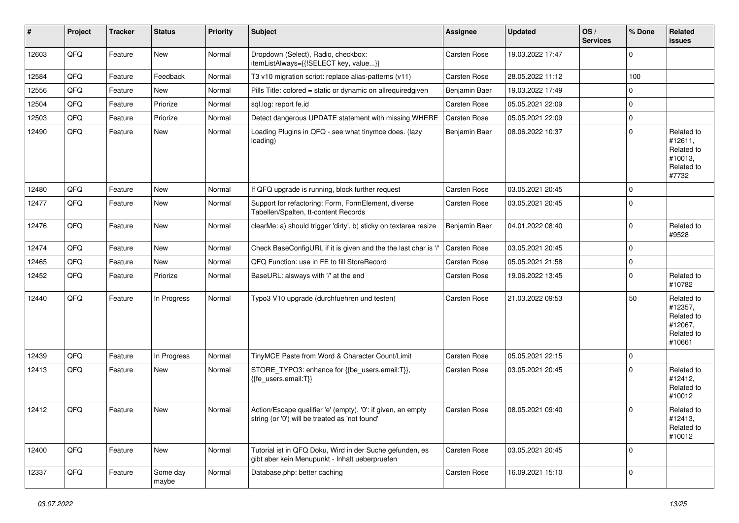| # | Project | Tracker | Status | Priority | Subject | Assignee | Updated | OS / Services | % Done | Related issues |
|---|---|---|---|---|---|---|---|---|---|---|
| 12603 | QFQ | Feature | New | Normal | Dropdown (Select), Radio, checkbox: itemListAlways={{!SELECT key, value...}} | Carsten Rose | 19.03.2022 17:47 | | 0 | |
| 12584 | QFQ | Feature | Feedback | Normal | T3 v10 migration script: replace alias-patterns (v11) | Carsten Rose | 28.05.2022 11:12 | | 100 | |
| 12556 | QFQ | Feature | New | Normal | Pills Title: colored = static or dynamic on allrequiredgiven | Benjamin Baer | 19.03.2022 17:49 | | 0 | |
| 12504 | QFQ | Feature | Priorize | Normal | sql.log: report fe.id | Carsten Rose | 05.05.2021 22:09 | | 0 | |
| 12503 | QFQ | Feature | Priorize | Normal | Detect dangerous UPDATE statement with missing WHERE | Carsten Rose | 05.05.2021 22:09 | | 0 | |
| 12490 | QFQ | Feature | New | Normal | Loading Plugins in QFQ - see what tinymce does. (lazy loading) | Benjamin Baer | 08.06.2022 10:37 | | 0 | Related to #12611, Related to #10013, Related to #7732 |
| 12480 | QFQ | Feature | New | Normal | If QFQ upgrade is running, block further request | Carsten Rose | 03.05.2021 20:45 | | 0 | |
| 12477 | QFQ | Feature | New | Normal | Support for refactoring: Form, FormElement, diverse Tabellen/Spalten, tt-content Records | Carsten Rose | 03.05.2021 20:45 | | 0 | |
| 12476 | QFQ | Feature | New | Normal | clearMe: a) should trigger 'dirty', b) sticky on textarea resize | Benjamin Baer | 04.01.2022 08:40 | | 0 | Related to #9528 |
| 12474 | QFQ | Feature | New | Normal | Check BaseConfigURL if it is given and the the last char is '/' | Carsten Rose | 03.05.2021 20:45 | | 0 | |
| 12465 | QFQ | Feature | New | Normal | QFQ Function: use in FE to fill StoreRecord | Carsten Rose | 05.05.2021 21:58 | | 0 | |
| 12452 | QFQ | Feature | Priorize | Normal | BaseURL: alsways with '/' at the end | Carsten Rose | 19.06.2022 13:45 | | 0 | Related to #10782 |
| 12440 | QFQ | Feature | In Progress | Normal | Typo3 V10 upgrade (durchfuehren und testen) | Carsten Rose | 21.03.2022 09:53 | | 50 | Related to #12357, Related to #12067, Related to #10661 |
| 12439 | QFQ | Feature | In Progress | Normal | TinyMCE Paste from Word & Character Count/Limit | Carsten Rose | 05.05.2021 22:15 | | 0 | |
| 12413 | QFQ | Feature | New | Normal | STORE_TYPO3: enhance for {{be_users.email:T}}, {{fe_users.email:T}} | Carsten Rose | 03.05.2021 20:45 | | 0 | Related to #12412, Related to #10012 |
| 12412 | QFQ | Feature | New | Normal | Action/Escape qualifier 'e' (empty), '0': if given, an empty string (or '0') will be treated as 'not found' | Carsten Rose | 08.05.2021 09:40 | | 0 | Related to #12413, Related to #10012 |
| 12400 | QFQ | Feature | New | Normal | Tutorial ist in QFQ Doku, Wird in der Suche gefunden, es gibt aber kein Menupunkt - Inhalt ueberpruefen | Carsten Rose | 03.05.2021 20:45 | | 0 | |
| 12337 | QFQ | Feature | Some day maybe | Normal | Database.php: better caching | Carsten Rose | 16.09.2021 15:10 | | 0 | |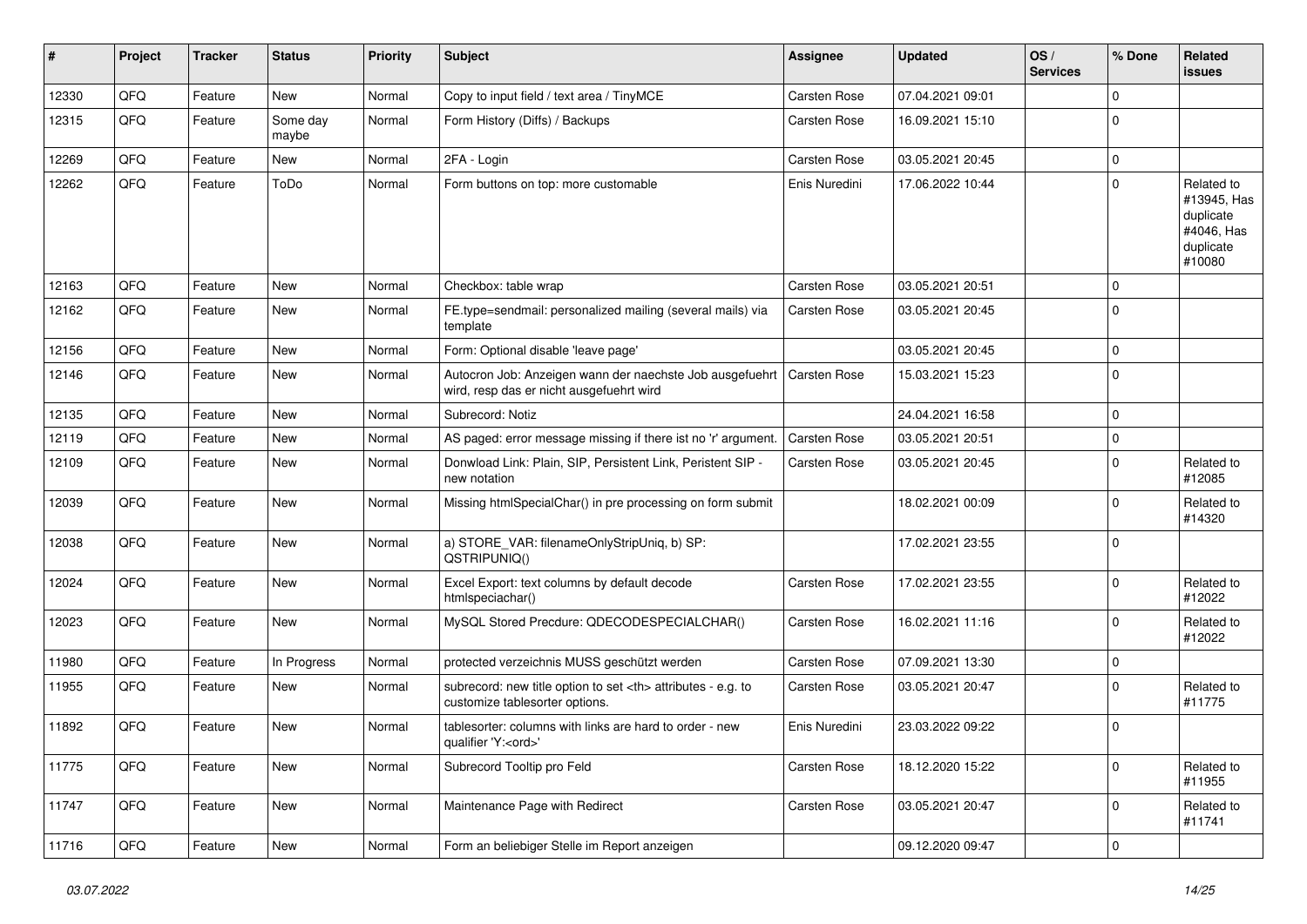| # | Project | Tracker | Status | Priority | Subject | Assignee | Updated | OS / Services | % Done | Related issues |
|---|---|---|---|---|---|---|---|---|---|---|
| 12330 | QFQ | Feature | New | Normal | Copy to input field / text area / TinyMCE | Carsten Rose | 07.04.2021 09:01 | | 0 | |
| 12315 | QFQ | Feature | Some day maybe | Normal | Form History (Diffs) / Backups | Carsten Rose | 16.09.2021 15:10 | | 0 | |
| 12269 | QFQ | Feature | New | Normal | 2FA - Login | Carsten Rose | 03.05.2021 20:45 | | 0 | |
| 12262 | QFQ | Feature | ToDo | Normal | Form buttons on top: more customable | Enis Nuredini | 17.06.2022 10:44 | | 0 | Related to #13945, Has duplicate #4046, Has duplicate #10080 |
| 12163 | QFQ | Feature | New | Normal | Checkbox: table wrap | Carsten Rose | 03.05.2021 20:51 | | 0 | |
| 12162 | QFQ | Feature | New | Normal | FE.type=sendmail: personalized mailing (several mails) via template | Carsten Rose | 03.05.2021 20:45 | | 0 | |
| 12156 | QFQ | Feature | New | Normal | Form: Optional disable 'leave page' | | 03.05.2021 20:45 | | 0 | |
| 12146 | QFQ | Feature | New | Normal | Autocron Job: Anzeigen wann der naechste Job ausgefuehrt wird, resp das er nicht ausgefuehrt wird | Carsten Rose | 15.03.2021 15:23 | | 0 | |
| 12135 | QFQ | Feature | New | Normal | Subrecord: Notiz | | 24.04.2021 16:58 | | 0 | |
| 12119 | QFQ | Feature | New | Normal | AS paged: error message missing if there ist no 'r' argument. | Carsten Rose | 03.05.2021 20:51 | | 0 | |
| 12109 | QFQ | Feature | New | Normal | Donwload Link: Plain, SIP, Persistent Link, Peristent SIP - new notation | Carsten Rose | 03.05.2021 20:45 | | 0 | Related to #12085 |
| 12039 | QFQ | Feature | New | Normal | Missing htmlSpecialChar() in pre processing on form submit | | 18.02.2021 00:09 | | 0 | Related to #14320 |
| 12038 | QFQ | Feature | New | Normal | a) STORE_VAR: filenameOnlyStripUniq, b) SP: QSTRIPUNIQ() | | 17.02.2021 23:55 | | 0 | |
| 12024 | QFQ | Feature | New | Normal | Excel Export: text columns by default decode htmlspeciachar() | Carsten Rose | 17.02.2021 23:55 | | 0 | Related to #12022 |
| 12023 | QFQ | Feature | New | Normal | MySQL Stored Precdure: QDECODESPECIALCHAR() | Carsten Rose | 16.02.2021 11:16 | | 0 | Related to #12022 |
| 11980 | QFQ | Feature | In Progress | Normal | protected verzeichnis MUSS geschützt werden | Carsten Rose | 07.09.2021 13:30 | | 0 | |
| 11955 | QFQ | Feature | New | Normal | subrecord: new title option to set <th> attributes - e.g. to customize tablesorter options. | Carsten Rose | 03.05.2021 20:47 | | 0 | Related to #11775 |
| 11892 | QFQ | Feature | New | Normal | tablesorter: columns with links are hard to order - new qualifier 'Y:<ord>' | Enis Nuredini | 23.03.2022 09:22 | | 0 | |
| 11775 | QFQ | Feature | New | Normal | Subrecord Tooltip pro Feld | Carsten Rose | 18.12.2020 15:22 | | 0 | Related to #11955 |
| 11747 | QFQ | Feature | New | Normal | Maintenance Page with Redirect | Carsten Rose | 03.05.2021 20:47 | | 0 | Related to #11741 |
| 11716 | QFQ | Feature | New | Normal | Form an beliebiger Stelle im Report anzeigen | | 09.12.2020 09:47 | | 0 | |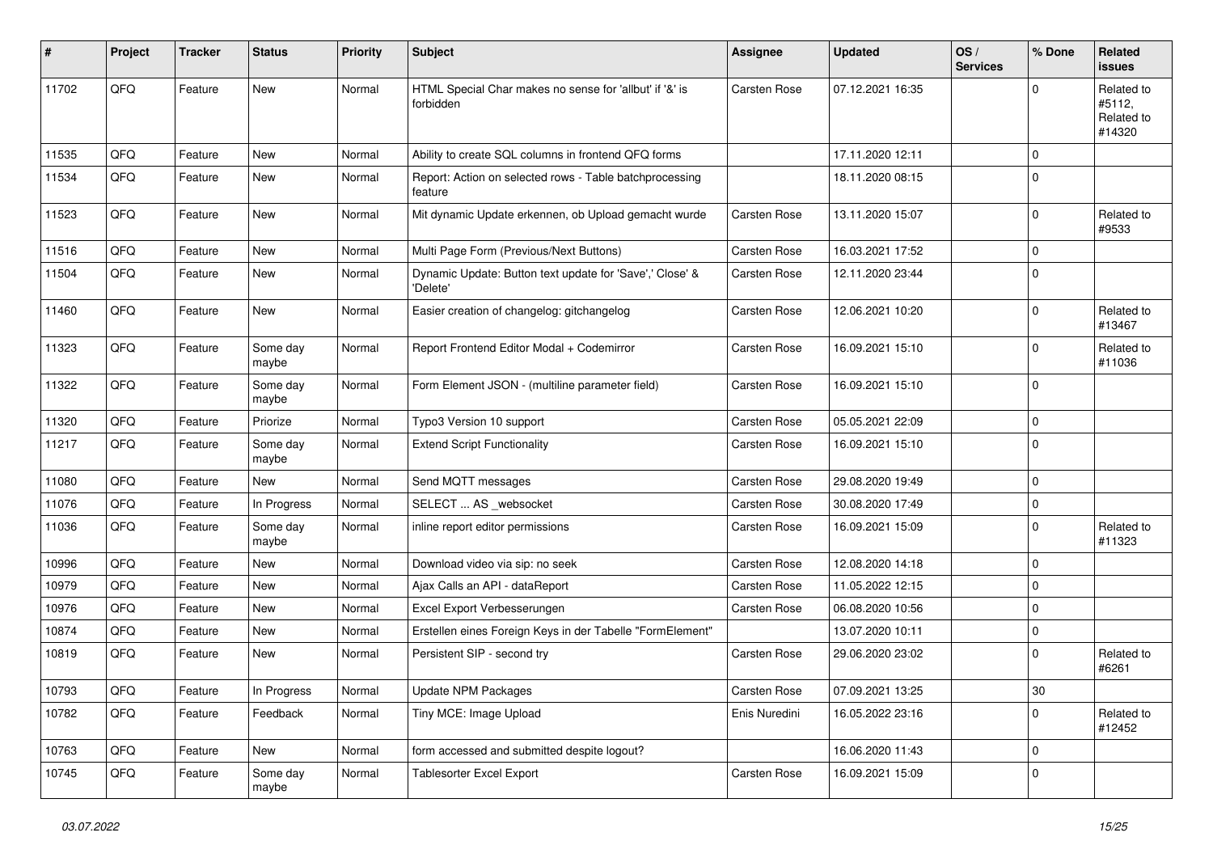| # | Project | Tracker | Status | Priority | Subject | Assignee | Updated | OS / Services | % Done | Related issues |
|---|---|---|---|---|---|---|---|---|---|---|
| 11702 | QFQ | Feature | New | Normal | HTML Special Char makes no sense for 'allbut' if '&' is forbidden | Carsten Rose | 07.12.2021 16:35 | | 0 | Related to #5112, Related to #14320 |
| 11535 | QFQ | Feature | New | Normal | Ability to create SQL columns in frontend QFQ forms | | 17.11.2020 12:11 | | 0 | |
| 11534 | QFQ | Feature | New | Normal | Report: Action on selected rows - Table batchprocessing feature | | 18.11.2020 08:15 | | 0 | |
| 11523 | QFQ | Feature | New | Normal | Mit dynamic Update erkennen, ob Upload gemacht wurde | Carsten Rose | 13.11.2020 15:07 | | 0 | Related to #9533 |
| 11516 | QFQ | Feature | New | Normal | Multi Page Form (Previous/Next Buttons) | Carsten Rose | 16.03.2021 17:52 | | 0 | |
| 11504 | QFQ | Feature | New | Normal | Dynamic Update: Button text update for 'Save',' Close' & 'Delete' | Carsten Rose | 12.11.2020 23:44 | | 0 | |
| 11460 | QFQ | Feature | New | Normal | Easier creation of changelog: gitchangelog | Carsten Rose | 12.06.2021 10:20 | | 0 | Related to #13467 |
| 11323 | QFQ | Feature | Some day maybe | Normal | Report Frontend Editor Modal + Codemirror | Carsten Rose | 16.09.2021 15:10 | | 0 | Related to #11036 |
| 11322 | QFQ | Feature | Some day maybe | Normal | Form Element JSON - (multiline parameter field) | Carsten Rose | 16.09.2021 15:10 | | 0 | |
| 11320 | QFQ | Feature | Priorize | Normal | Typo3 Version 10 support | Carsten Rose | 05.05.2021 22:09 | | 0 | |
| 11217 | QFQ | Feature | Some day maybe | Normal | Extend Script Functionality | Carsten Rose | 16.09.2021 15:10 | | 0 | |
| 11080 | QFQ | Feature | New | Normal | Send MQTT messages | Carsten Rose | 29.08.2020 19:49 | | 0 | |
| 11076 | QFQ | Feature | In Progress | Normal | SELECT ... AS _websocket | Carsten Rose | 30.08.2020 17:49 | | 0 | |
| 11036 | QFQ | Feature | Some day maybe | Normal | inline report editor permissions | Carsten Rose | 16.09.2021 15:09 | | 0 | Related to #11323 |
| 10996 | QFQ | Feature | New | Normal | Download video via sip: no seek | Carsten Rose | 12.08.2020 14:18 | | 0 | |
| 10979 | QFQ | Feature | New | Normal | Ajax Calls an API - dataReport | Carsten Rose | 11.05.2022 12:15 | | 0 | |
| 10976 | QFQ | Feature | New | Normal | Excel Export Verbesserungen | Carsten Rose | 06.08.2020 10:56 | | 0 | |
| 10874 | QFQ | Feature | New | Normal | Erstellen eines Foreign Keys in der Tabelle "FormElement" | | 13.07.2020 10:11 | | 0 | |
| 10819 | QFQ | Feature | New | Normal | Persistent SIP - second try | Carsten Rose | 29.06.2020 23:02 | | 0 | Related to #6261 |
| 10793 | QFQ | Feature | In Progress | Normal | Update NPM Packages | Carsten Rose | 07.09.2021 13:25 | | 30 | |
| 10782 | QFQ | Feature | Feedback | Normal | Tiny MCE: Image Upload | Enis Nuredini | 16.05.2022 23:16 | | 0 | Related to #12452 |
| 10763 | QFQ | Feature | New | Normal | form accessed and submitted despite logout? | | 16.06.2020 11:43 | | 0 | |
| 10745 | QFQ | Feature | Some day maybe | Normal | Tablesorter Excel Export | Carsten Rose | 16.09.2021 15:09 | | 0 | |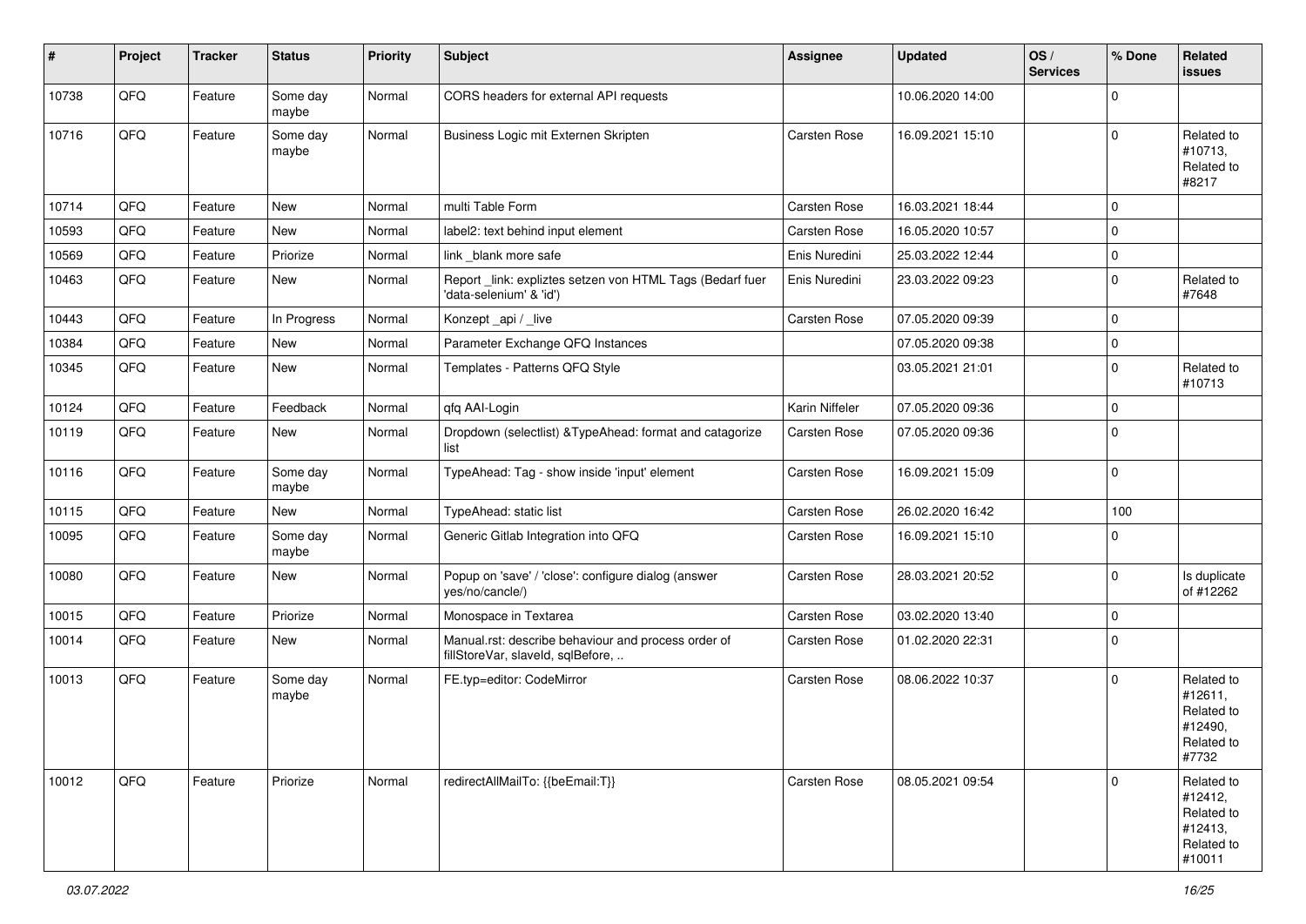| # | Project | Tracker | Status | Priority | Subject | Assignee | Updated | OS / Services | % Done | Related issues |
|---|---|---|---|---|---|---|---|---|---|---|
| 10738 | QFQ | Feature | Some day maybe | Normal | CORS headers for external API requests | | 10.06.2020 14:00 | | 0 | |
| 10716 | QFQ | Feature | Some day maybe | Normal | Business Logic mit Externen Skripten | Carsten Rose | 16.09.2021 15:10 | | 0 | Related to #10713, Related to #8217 |
| 10714 | QFQ | Feature | New | Normal | multi Table Form | Carsten Rose | 16.03.2021 18:44 | | 0 | |
| 10593 | QFQ | Feature | New | Normal | label2: text behind input element | Carsten Rose | 16.05.2020 10:57 | | 0 | |
| 10569 | QFQ | Feature | Priorize | Normal | link _blank more safe | Enis Nuredini | 25.03.2022 12:44 | | 0 | |
| 10463 | QFQ | Feature | New | Normal | Report _link: expliztes setzen von HTML Tags (Bedarf fuer 'data-selenium' & 'id') | Enis Nuredini | 23.03.2022 09:23 | | 0 | Related to #7648 |
| 10443 | QFQ | Feature | In Progress | Normal | Konzept _api / _live | Carsten Rose | 07.05.2020 09:39 | | 0 | |
| 10384 | QFQ | Feature | New | Normal | Parameter Exchange QFQ Instances | | 07.05.2020 09:38 | | 0 | |
| 10345 | QFQ | Feature | New | Normal | Templates - Patterns QFQ Style | | 03.05.2021 21:01 | | 0 | Related to #10713 |
| 10124 | QFQ | Feature | Feedback | Normal | qfq AAI-Login | Karin Niffeler | 07.05.2020 09:36 | | 0 | |
| 10119 | QFQ | Feature | New | Normal | Dropdown (selectlist) &TypeAhead: format and catagorize list | Carsten Rose | 07.05.2020 09:36 | | 0 | |
| 10116 | QFQ | Feature | Some day maybe | Normal | TypeAhead: Tag - show inside 'input' element | Carsten Rose | 16.09.2021 15:09 | | 0 | |
| 10115 | QFQ | Feature | New | Normal | TypeAhead: static list | Carsten Rose | 26.02.2020 16:42 | | 100 | |
| 10095 | QFQ | Feature | Some day maybe | Normal | Generic Gitlab Integration into QFQ | Carsten Rose | 16.09.2021 15:10 | | 0 | |
| 10080 | QFQ | Feature | New | Normal | Popup on 'save' / 'close': configure dialog (answer yes/no/cancle/) | Carsten Rose | 28.03.2021 20:52 | | 0 | Is duplicate of #12262 |
| 10015 | QFQ | Feature | Priorize | Normal | Monospace in Textarea | Carsten Rose | 03.02.2020 13:40 | | 0 | |
| 10014 | QFQ | Feature | New | Normal | Manual.rst: describe behaviour and process order of fillStoreVar, slaveId, sqlBefore, .. | Carsten Rose | 01.02.2020 22:31 | | 0 | |
| 10013 | QFQ | Feature | Some day maybe | Normal | FE.typ=editor: CodeMirror | Carsten Rose | 08.06.2022 10:37 | | 0 | Related to #12611, Related to #12490, Related to #7732 |
| 10012 | QFQ | Feature | Priorize | Normal | redirectAllMailTo: {{beEmail:T}} | Carsten Rose | 08.05.2021 09:54 | | 0 | Related to #12412, Related to #12413, Related to #10011 |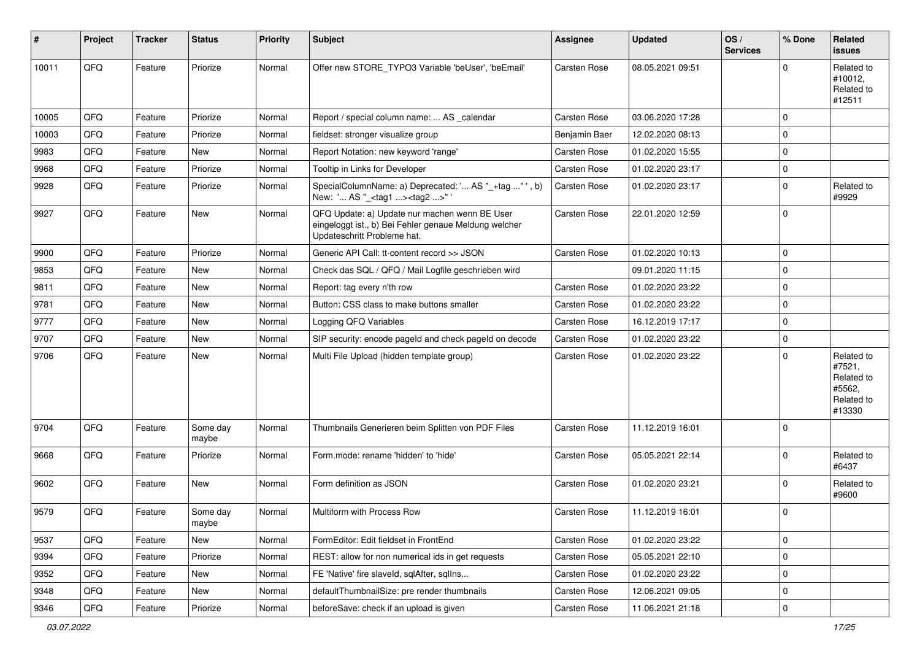| # | Project | Tracker | Status | Priority | Subject | Assignee | Updated | OS / Services | % Done | Related issues |
|---|---|---|---|---|---|---|---|---|---|---|
| 10011 | QFQ | Feature | Priorize | Normal | Offer new STORE_TYPO3 Variable 'beUser', 'beEmail' | Carsten Rose | 08.05.2021 09:51 | | 0 | Related to #10012, Related to #12511 |
| 10005 | QFQ | Feature | Priorize | Normal | Report / special column name: ... AS _calendar | Carsten Rose | 03.06.2020 17:28 | | 0 | |
| 10003 | QFQ | Feature | Priorize | Normal | fieldset: stronger visualize group | Benjamin Baer | 12.02.2020 08:13 | | 0 | |
| 9983 | QFQ | Feature | New | Normal | Report Notation: new keyword 'range' | Carsten Rose | 01.02.2020 15:55 | | 0 | |
| 9968 | QFQ | Feature | Priorize | Normal | Tooltip in Links for Developer | Carsten Rose | 01.02.2020 23:17 | | 0 | |
| 9928 | QFQ | Feature | Priorize | Normal | SpecialColumnName: a) Deprecated: '... AS "_+tag ..." ', b) New: '... AS "_<tag1 ...><tag2 ...>" ' | Carsten Rose | 01.02.2020 23:17 | | 0 | Related to #9929 |
| 9927 | QFQ | Feature | New | Normal | QFQ Update: a) Update nur machen wenn BE User eingeloggt ist., b) Bei Fehler genaue Meldung welcher Updateschritt Probleme hat. | Carsten Rose | 22.01.2020 12:59 | | 0 | |
| 9900 | QFQ | Feature | Priorize | Normal | Generic API Call: tt-content record >> JSON | Carsten Rose | 01.02.2020 10:13 | | 0 | |
| 9853 | QFQ | Feature | New | Normal | Check das SQL / QFQ / Mail Logfile geschrieben wird | | 09.01.2020 11:15 | | 0 | |
| 9811 | QFQ | Feature | New | Normal | Report: tag every n'th row | Carsten Rose | 01.02.2020 23:22 | | 0 | |
| 9781 | QFQ | Feature | New | Normal | Button: CSS class to make buttons smaller | Carsten Rose | 01.02.2020 23:22 | | 0 | |
| 9777 | QFQ | Feature | New | Normal | Logging QFQ Variables | Carsten Rose | 16.12.2019 17:17 | | 0 | |
| 9707 | QFQ | Feature | New | Normal | SIP security: encode pageId and check pageId on decode | Carsten Rose | 01.02.2020 23:22 | | 0 | |
| 9706 | QFQ | Feature | New | Normal | Multi File Upload (hidden template group) | Carsten Rose | 01.02.2020 23:22 | | 0 | Related to #7521, Related to #5562, Related to #13330 |
| 9704 | QFQ | Feature | Some day maybe | Normal | Thumbnails Generieren beim Splitten von PDF Files | Carsten Rose | 11.12.2019 16:01 | | 0 | |
| 9668 | QFQ | Feature | Priorize | Normal | Form.mode: rename 'hidden' to 'hide' | Carsten Rose | 05.05.2021 22:14 | | 0 | Related to #6437 |
| 9602 | QFQ | Feature | New | Normal | Form definition as JSON | Carsten Rose | 01.02.2020 23:21 | | 0 | Related to #9600 |
| 9579 | QFQ | Feature | Some day maybe | Normal | Multiform with Process Row | Carsten Rose | 11.12.2019 16:01 | | 0 | |
| 9537 | QFQ | Feature | New | Normal | FormEditor: Edit fieldset in FrontEnd | Carsten Rose | 01.02.2020 23:22 | | 0 | |
| 9394 | QFQ | Feature | Priorize | Normal | REST: allow for non numerical ids in get requests | Carsten Rose | 05.05.2021 22:10 | | 0 | |
| 9352 | QFQ | Feature | New | Normal | FE 'Native' fire slaveId, sqlAfter, sqlIns... | Carsten Rose | 01.02.2020 23:22 | | 0 | |
| 9348 | QFQ | Feature | New | Normal | defaultThumbnailSize: pre render thumbnails | Carsten Rose | 12.06.2021 09:05 | | 0 | |
| 9346 | QFQ | Feature | Priorize | Normal | beforeSave: check if an upload is given | Carsten Rose | 11.06.2021 21:18 | | 0 | |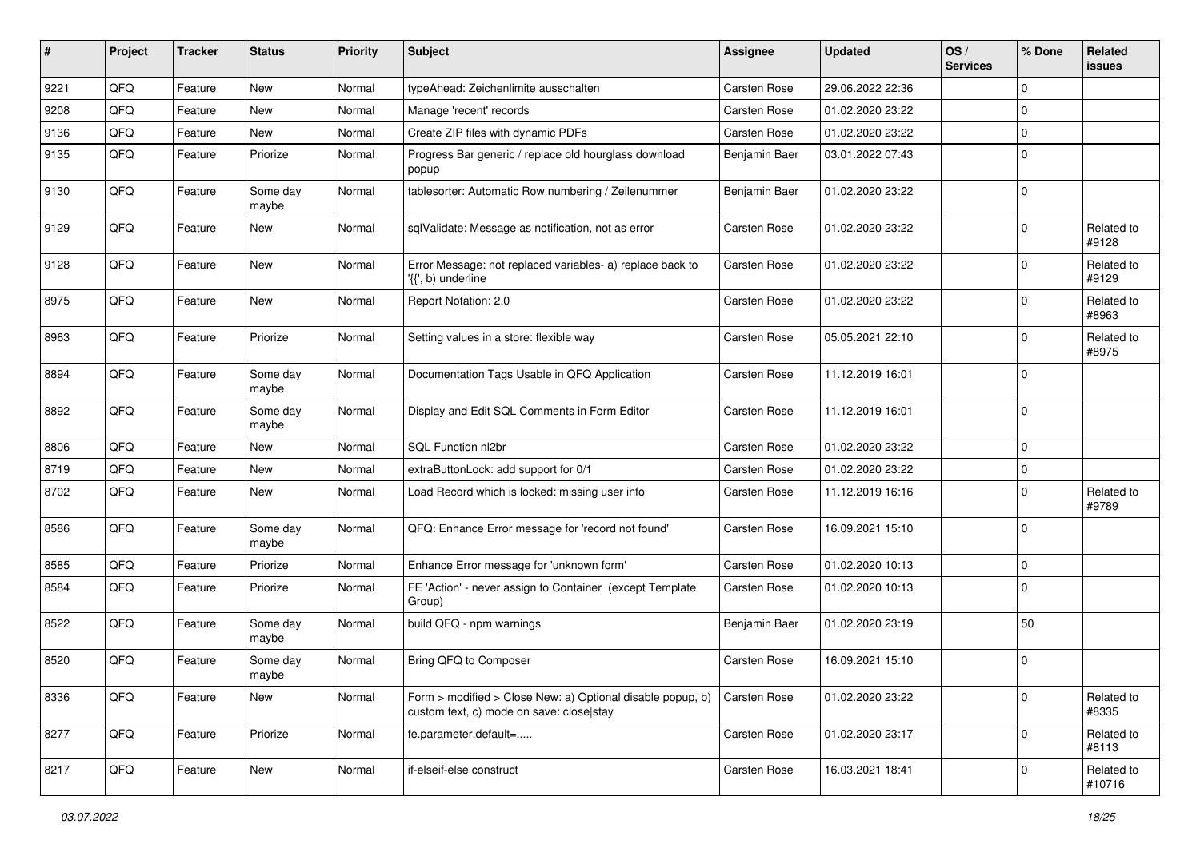| # | Project | Tracker | Status | Priority | Subject | Assignee | Updated | OS / Services | % Done | Related issues |
|---|---|---|---|---|---|---|---|---|---|---|
| 9221 | QFQ | Feature | New | Normal | typeAhead: Zeichenlimite ausschalten | Carsten Rose | 29.06.2022 22:36 | | 0 | |
| 9208 | QFQ | Feature | New | Normal | Manage 'recent' records | Carsten Rose | 01.02.2020 23:22 | | 0 | |
| 9136 | QFQ | Feature | New | Normal | Create ZIP files with dynamic PDFs | Carsten Rose | 01.02.2020 23:22 | | 0 | |
| 9135 | QFQ | Feature | Priorize | Normal | Progress Bar generic / replace old hourglass download popup | Benjamin Baer | 03.01.2022 07:43 | | 0 | |
| 9130 | QFQ | Feature | Some day maybe | Normal | tablesorter: Automatic Row numbering / Zeilenummer | Benjamin Baer | 01.02.2020 23:22 | | 0 | |
| 9129 | QFQ | Feature | New | Normal | sqlValidate: Message as notification, not as error | Carsten Rose | 01.02.2020 23:22 | | 0 | Related to #9128 |
| 9128 | QFQ | Feature | New | Normal | Error Message: not replaced variables- a) replace back to '{{', b) underline | Carsten Rose | 01.02.2020 23:22 | | 0 | Related to #9129 |
| 8975 | QFQ | Feature | New | Normal | Report Notation: 2.0 | Carsten Rose | 01.02.2020 23:22 | | 0 | Related to #8963 |
| 8963 | QFQ | Feature | Priorize | Normal | Setting values in a store: flexible way | Carsten Rose | 05.05.2021 22:10 | | 0 | Related to #8975 |
| 8894 | QFQ | Feature | Some day maybe | Normal | Documentation Tags Usable in QFQ Application | Carsten Rose | 11.12.2019 16:01 | | 0 | |
| 8892 | QFQ | Feature | Some day maybe | Normal | Display and Edit SQL Comments in Form Editor | Carsten Rose | 11.12.2019 16:01 | | 0 | |
| 8806 | QFQ | Feature | New | Normal | SQL Function nl2br | Carsten Rose | 01.02.2020 23:22 | | 0 | |
| 8719 | QFQ | Feature | New | Normal | extraButtonLock: add support for 0/1 | Carsten Rose | 01.02.2020 23:22 | | 0 | |
| 8702 | QFQ | Feature | New | Normal | Load Record which is locked: missing user info | Carsten Rose | 11.12.2019 16:16 | | 0 | Related to #9789 |
| 8586 | QFQ | Feature | Some day maybe | Normal | QFQ: Enhance Error message for 'record not found' | Carsten Rose | 16.09.2021 15:10 | | 0 | |
| 8585 | QFQ | Feature | Priorize | Normal | Enhance Error message for 'unknown form' | Carsten Rose | 01.02.2020 10:13 | | 0 | |
| 8584 | QFQ | Feature | Priorize | Normal | FE 'Action' - never assign to Container (except Template Group) | Carsten Rose | 01.02.2020 10:13 | | 0 | |
| 8522 | QFQ | Feature | Some day maybe | Normal | build QFQ - npm warnings | Benjamin Baer | 01.02.2020 23:19 | | 50 | |
| 8520 | QFQ | Feature | Some day maybe | Normal | Bring QFQ to Composer | Carsten Rose | 16.09.2021 15:10 | | 0 | |
| 8336 | QFQ | Feature | New | Normal | Form > modified > Close\|New: a) Optional disable popup, b) custom text, c) mode on save: close\|stay | Carsten Rose | 01.02.2020 23:22 | | 0 | Related to #8335 |
| 8277 | QFQ | Feature | Priorize | Normal | fe.parameter.default=..... | Carsten Rose | 01.02.2020 23:17 | | 0 | Related to #8113 |
| 8217 | QFQ | Feature | New | Normal | if-elseif-else construct | Carsten Rose | 16.03.2021 18:41 | | 0 | Related to #10716 |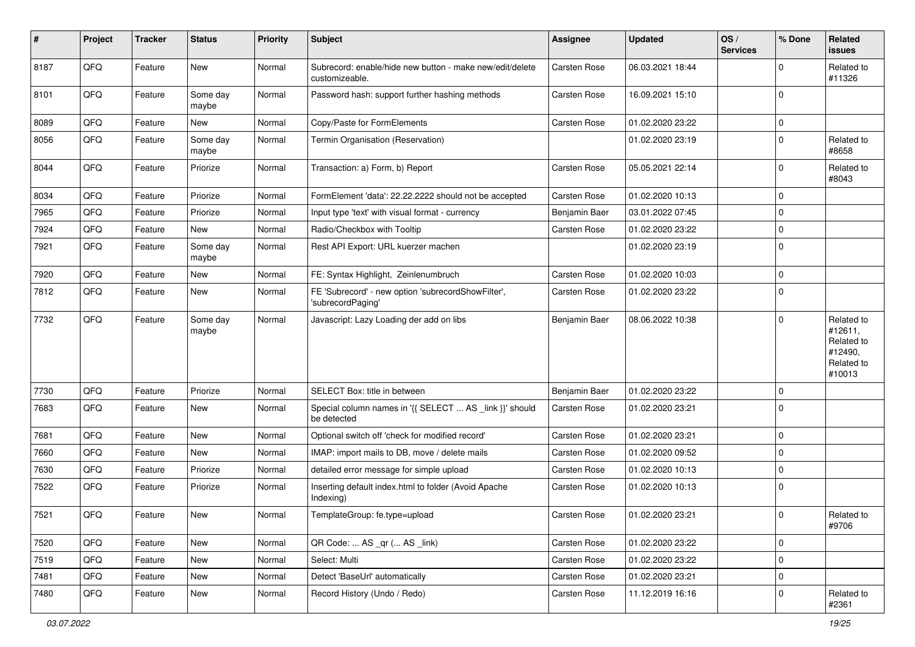| # | Project | Tracker | Status | Priority | Subject | Assignee | Updated | OS / Services | % Done | Related issues |
|---|---|---|---|---|---|---|---|---|---|---|
| 8187 | QFQ | Feature | New | Normal | Subrecord: enable/hide new button - make new/edit/delete customizeable. | Carsten Rose | 06.03.2021 18:44 | | 0 | Related to #11326 |
| 8101 | QFQ | Feature | Some day maybe | Normal | Password hash: support further hashing methods | Carsten Rose | 16.09.2021 15:10 | | 0 | |
| 8089 | QFQ | Feature | New | Normal | Copy/Paste for FormElements | Carsten Rose | 01.02.2020 23:22 | | 0 | |
| 8056 | QFQ | Feature | Some day maybe | Normal | Termin Organisation (Reservation) | | 01.02.2020 23:19 | | 0 | Related to #8658 |
| 8044 | QFQ | Feature | Priorize | Normal | Transaction: a) Form, b) Report | Carsten Rose | 05.05.2021 22:14 | | 0 | Related to #8043 |
| 8034 | QFQ | Feature | Priorize | Normal | FormElement 'data': 22.22.2222 should not be accepted | Carsten Rose | 01.02.2020 10:13 | | 0 | |
| 7965 | QFQ | Feature | Priorize | Normal | Input type 'text' with visual format - currency | Benjamin Baer | 03.01.2022 07:45 | | 0 | |
| 7924 | QFQ | Feature | New | Normal | Radio/Checkbox with Tooltip | Carsten Rose | 01.02.2020 23:22 | | 0 | |
| 7921 | QFQ | Feature | Some day maybe | Normal | Rest API Export: URL kuerzer machen | | 01.02.2020 23:19 | | 0 | |
| 7920 | QFQ | Feature | New | Normal | FE: Syntax Highlight, Zeinlenumbruch | Carsten Rose | 01.02.2020 10:03 | | 0 | |
| 7812 | QFQ | Feature | New | Normal | FE 'Subrecord' - new option 'subrecordShowFilter', 'subrecordPaging' | Carsten Rose | 01.02.2020 23:22 | | 0 | |
| 7732 | QFQ | Feature | Some day maybe | Normal | Javascript: Lazy Loading der add on libs | Benjamin Baer | 08.06.2022 10:38 | | 0 | Related to #12611, Related to #12490, Related to #10013 |
| 7730 | QFQ | Feature | Priorize | Normal | SELECT Box: title in between | Benjamin Baer | 01.02.2020 23:22 | | 0 | |
| 7683 | QFQ | Feature | New | Normal | Special column names in '{{ SELECT ... AS _link }}' should be detected | Carsten Rose | 01.02.2020 23:21 | | 0 | |
| 7681 | QFQ | Feature | New | Normal | Optional switch off 'check for modified record' | Carsten Rose | 01.02.2020 23:21 | | 0 | |
| 7660 | QFQ | Feature | New | Normal | IMAP: import mails to DB, move / delete mails | Carsten Rose | 01.02.2020 09:52 | | 0 | |
| 7630 | QFQ | Feature | Priorize | Normal | detailed error message for simple upload | Carsten Rose | 01.02.2020 10:13 | | 0 | |
| 7522 | QFQ | Feature | Priorize | Normal | Inserting default index.html to folder (Avoid Apache Indexing) | Carsten Rose | 01.02.2020 10:13 | | 0 | |
| 7521 | QFQ | Feature | New | Normal | TemplateGroup: fe.type=upload | Carsten Rose | 01.02.2020 23:21 | | 0 | Related to #9706 |
| 7520 | QFQ | Feature | New | Normal | QR Code: ... AS _qr ( ... AS _link) | Carsten Rose | 01.02.2020 23:22 | | 0 | |
| 7519 | QFQ | Feature | New | Normal | Select: Multi | Carsten Rose | 01.02.2020 23:22 | | 0 | |
| 7481 | QFQ | Feature | New | Normal | Detect 'BaseUrl' automatically | Carsten Rose | 01.02.2020 23:21 | | 0 | |
| 7480 | QFQ | Feature | New | Normal | Record History (Undo / Redo) | Carsten Rose | 11.12.2019 16:16 | | 0 | Related to #2361 |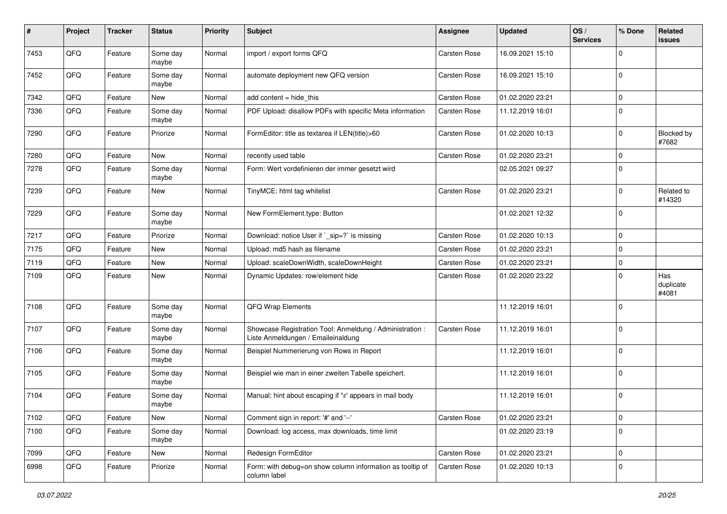| # | Project | Tracker | Status | Priority | Subject | Assignee | Updated | OS / Services | % Done | Related issues |
|---|---|---|---|---|---|---|---|---|---|---|
| 7453 | QFQ | Feature | Some day maybe | Normal | import / export forms QFQ | Carsten Rose | 16.09.2021 15:10 | | 0 | |
| 7452 | QFQ | Feature | Some day maybe | Normal | automate deployment new QFQ version | Carsten Rose | 16.09.2021 15:10 | | 0 | |
| 7342 | QFQ | Feature | New | Normal | add content = hide_this | Carsten Rose | 01.02.2020 23:21 | | 0 | |
| 7336 | QFQ | Feature | Some day maybe | Normal | PDF Upload: disallow PDFs with specific Meta information | Carsten Rose | 11.12.2019 16:01 | | 0 | |
| 7290 | QFQ | Feature | Priorize | Normal | FormEditor: title as textarea if LEN(title)>60 | Carsten Rose | 01.02.2020 10:13 | | 0 | Blocked by #7682 |
| 7280 | QFQ | Feature | New | Normal | recently used table | Carsten Rose | 01.02.2020 23:21 | | 0 | |
| 7278 | QFQ | Feature | Some day maybe | Normal | Form: Wert vordefinieren der immer gesetzt wird | | 02.05.2021 09:27 | | 0 | |
| 7239 | QFQ | Feature | New | Normal | TinyMCE: html tag whitelist | Carsten Rose | 01.02.2020 23:21 | | 0 | Related to #14320 |
| 7229 | QFQ | Feature | Some day maybe | Normal | New FormElement.type: Button | | 01.02.2021 12:32 | | 0 | |
| 7217 | QFQ | Feature | Priorize | Normal | Download: notice User if `_sip=?` is missing | Carsten Rose | 01.02.2020 10:13 | | 0 | |
| 7175 | QFQ | Feature | New | Normal | Upload: md5 hash as filename | Carsten Rose | 01.02.2020 23:21 | | 0 | |
| 7119 | QFQ | Feature | New | Normal | Upload: scaleDownWidth, scaleDownHeight | Carsten Rose | 01.02.2020 23:21 | | 0 | |
| 7109 | QFQ | Feature | New | Normal | Dynamic Updates: row/element hide | Carsten Rose | 01.02.2020 23:22 | | 0 | Has duplicate #4081 |
| 7108 | QFQ | Feature | Some day maybe | Normal | QFQ Wrap Elements | | 11.12.2019 16:01 | | 0 | |
| 7107 | QFQ | Feature | Some day maybe | Normal | Showcase Registration Tool: Anmeldung / Administration : Liste Anmeldungen / Emaileinaldung | Carsten Rose | 11.12.2019 16:01 | | 0 | |
| 7106 | QFQ | Feature | Some day maybe | Normal | Beispiel Nummerierung von Rows in Report | | 11.12.2019 16:01 | | 0 | |
| 7105 | QFQ | Feature | Some day maybe | Normal | Beispiel wie man in einer zweiten Tabelle speichert. | | 11.12.2019 16:01 | | 0 | |
| 7104 | QFQ | Feature | Some day maybe | Normal | Manual: hint about escaping if '\r' appears in mail body | | 11.12.2019 16:01 | | 0 | |
| 7102 | QFQ | Feature | New | Normal | Comment sign in report: '#' and '--' | Carsten Rose | 01.02.2020 23:21 | | 0 | |
| 7100 | QFQ | Feature | Some day maybe | Normal | Download: log access, max downloads, time limit | | 01.02.2020 23:19 | | 0 | |
| 7099 | QFQ | Feature | New | Normal | Redesign FormEditor | Carsten Rose | 01.02.2020 23:21 | | 0 | |
| 6998 | QFQ | Feature | Priorize | Normal | Form: with debug=on show column information as tooltip of column label | Carsten Rose | 01.02.2020 10:13 | | 0 | |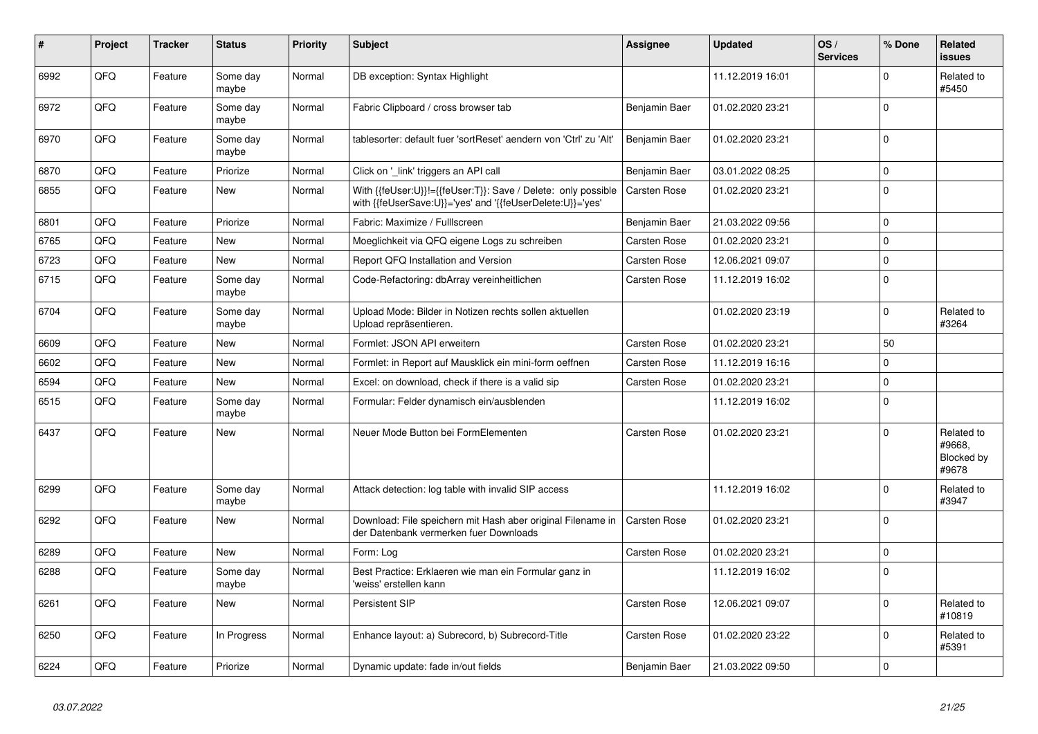| # | Project | Tracker | Status | Priority | Subject | Assignee | Updated | OS / Services | % Done | Related issues |
|---|---|---|---|---|---|---|---|---|---|---|
| 6992 | QFQ | Feature | Some day maybe | Normal | DB exception: Syntax Highlight | | 11.12.2019 16:01 | | 0 | Related to #5450 |
| 6972 | QFQ | Feature | Some day maybe | Normal | Fabric Clipboard / cross browser tab | Benjamin Baer | 01.02.2020 23:21 | | 0 | |
| 6970 | QFQ | Feature | Some day maybe | Normal | tablesorter: default fuer 'sortReset' aendern von 'Ctrl' zu 'Alt' | Benjamin Baer | 01.02.2020 23:21 | | 0 | |
| 6870 | QFQ | Feature | Priorize | Normal | Click on '_link' triggers an API call | Benjamin Baer | 03.01.2022 08:25 | | 0 | |
| 6855 | QFQ | Feature | New | Normal | With {{feUser:U}}!={{feUser:T}}: Save / Delete: only possible with {{feUserSave:U}}='yes' and '{{feUserDelete:U}}='yes' | Carsten Rose | 01.02.2020 23:21 | | 0 | |
| 6801 | QFQ | Feature | Priorize | Normal | Fabric: Maximize / Fulllscreen | Benjamin Baer | 21.03.2022 09:56 | | 0 | |
| 6765 | QFQ | Feature | New | Normal | Moeglichkeit via QFQ eigene Logs zu schreiben | Carsten Rose | 01.02.2020 23:21 | | 0 | |
| 6723 | QFQ | Feature | New | Normal | Report QFQ Installation and Version | Carsten Rose | 12.06.2021 09:07 | | 0 | |
| 6715 | QFQ | Feature | Some day maybe | Normal | Code-Refactoring: dbArray vereinheitlichen | Carsten Rose | 11.12.2019 16:02 | | 0 | |
| 6704 | QFQ | Feature | Some day maybe | Normal | Upload Mode: Bilder in Notizen rechts sollen aktuellen Upload repräsentieren. | | 01.02.2020 23:19 | | 0 | Related to #3264 |
| 6609 | QFQ | Feature | New | Normal | Formlet: JSON API erweitern | Carsten Rose | 01.02.2020 23:21 | | 50 | |
| 6602 | QFQ | Feature | New | Normal | Formlet: in Report auf Mausklick ein mini-form oeffnen | Carsten Rose | 11.12.2019 16:16 | | 0 | |
| 6594 | QFQ | Feature | New | Normal | Excel: on download, check if there is a valid sip | Carsten Rose | 01.02.2020 23:21 | | 0 | |
| 6515 | QFQ | Feature | Some day maybe | Normal | Formular: Felder dynamisch ein/ausblenden | | 11.12.2019 16:02 | | 0 | |
| 6437 | QFQ | Feature | New | Normal | Neuer Mode Button bei FormElementen | Carsten Rose | 01.02.2020 23:21 | | 0 | Related to #9668, Blocked by #9678 |
| 6299 | QFQ | Feature | Some day maybe | Normal | Attack detection: log table with invalid SIP access | | 11.12.2019 16:02 | | 0 | Related to #3947 |
| 6292 | QFQ | Feature | New | Normal | Download: File speichern mit Hash aber original Filename in der Datenbank vermerken fuer Downloads | Carsten Rose | 01.02.2020 23:21 | | 0 | |
| 6289 | QFQ | Feature | New | Normal | Form: Log | Carsten Rose | 01.02.2020 23:21 | | 0 | |
| 6288 | QFQ | Feature | Some day maybe | Normal | Best Practice: Erklaeren wie man ein Formular ganz in 'weiss' erstellen kann | | 11.12.2019 16:02 | | 0 | |
| 6261 | QFQ | Feature | New | Normal | Persistent SIP | Carsten Rose | 12.06.2021 09:07 | | 0 | Related to #10819 |
| 6250 | QFQ | Feature | In Progress | Normal | Enhance layout: a) Subrecord, b) Subrecord-Title | Carsten Rose | 01.02.2020 23:22 | | 0 | Related to #5391 |
| 6224 | QFQ | Feature | Priorize | Normal | Dynamic update: fade in/out fields | Benjamin Baer | 21.03.2022 09:50 | | 0 | |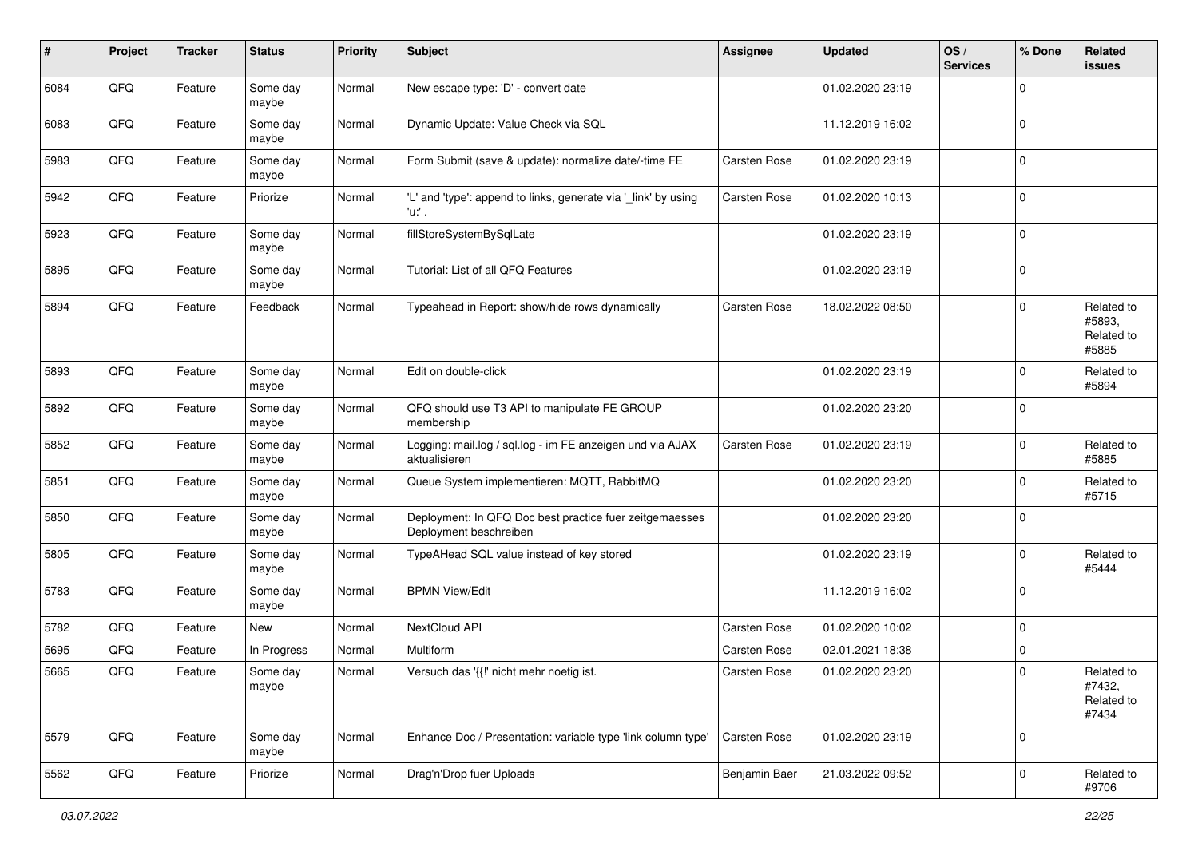| # | Project | Tracker | Status | Priority | Subject | Assignee | Updated | OS / Services | % Done | Related issues |
|---|---|---|---|---|---|---|---|---|---|---|
| 6084 | QFQ | Feature | Some day maybe | Normal | New escape type: 'D' - convert date | | 01.02.2020 23:19 | | 0 | |
| 6083 | QFQ | Feature | Some day maybe | Normal | Dynamic Update: Value Check via SQL | | 11.12.2019 16:02 | | 0 | |
| 5983 | QFQ | Feature | Some day maybe | Normal | Form Submit (save & update): normalize date/-time FE | Carsten Rose | 01.02.2020 23:19 | | 0 | |
| 5942 | QFQ | Feature | Priorize | Normal | 'L' and 'type': append to links, generate via '_link' by using 'u:' . | Carsten Rose | 01.02.2020 10:13 | | 0 | |
| 5923 | QFQ | Feature | Some day maybe | Normal | fillStoreSystemBySqlLate | | 01.02.2020 23:19 | | 0 | |
| 5895 | QFQ | Feature | Some day maybe | Normal | Tutorial: List of all QFQ Features | | 01.02.2020 23:19 | | 0 | |
| 5894 | QFQ | Feature | Feedback | Normal | Typeahead in Report: show/hide rows dynamically | Carsten Rose | 18.02.2022 08:50 | | 0 | Related to #5893, Related to #5885 |
| 5893 | QFQ | Feature | Some day maybe | Normal | Edit on double-click | | 01.02.2020 23:19 | | 0 | Related to #5894 |
| 5892 | QFQ | Feature | Some day maybe | Normal | QFQ should use T3 API to manipulate FE GROUP membership | | 01.02.2020 23:20 | | 0 | |
| 5852 | QFQ | Feature | Some day maybe | Normal | Logging: mail.log / sql.log - im FE anzeigen und via AJAX aktualisieren | Carsten Rose | 01.02.2020 23:19 | | 0 | Related to #5885 |
| 5851 | QFQ | Feature | Some day maybe | Normal | Queue System implementieren: MQTT, RabbitMQ | | 01.02.2020 23:20 | | 0 | Related to #5715 |
| 5850 | QFQ | Feature | Some day maybe | Normal | Deployment: In QFQ Doc best practice fuer zeitgemaesses Deployment beschreiben | | 01.02.2020 23:20 | | 0 | |
| 5805 | QFQ | Feature | Some day maybe | Normal | TypeAHead SQL value instead of key stored | | 01.02.2020 23:19 | | 0 | Related to #5444 |
| 5783 | QFQ | Feature | Some day maybe | Normal | BPMN View/Edit | | 11.12.2019 16:02 | | 0 | |
| 5782 | QFQ | Feature | New | Normal | NextCloud API | Carsten Rose | 01.02.2020 10:02 | | 0 | |
| 5695 | QFQ | Feature | In Progress | Normal | Multiform | Carsten Rose | 02.01.2021 18:38 | | 0 | |
| 5665 | QFQ | Feature | Some day maybe | Normal | Versuch das '{{!' nicht mehr noetig ist. | Carsten Rose | 01.02.2020 23:20 | | 0 | Related to #7432, Related to #7434 |
| 5579 | QFQ | Feature | Some day maybe | Normal | Enhance Doc / Presentation: variable type 'link column type' | Carsten Rose | 01.02.2020 23:19 | | 0 | |
| 5562 | QFQ | Feature | Priorize | Normal | Drag'n'Drop fuer Uploads | Benjamin Baer | 21.03.2022 09:52 | | 0 | Related to #9706 |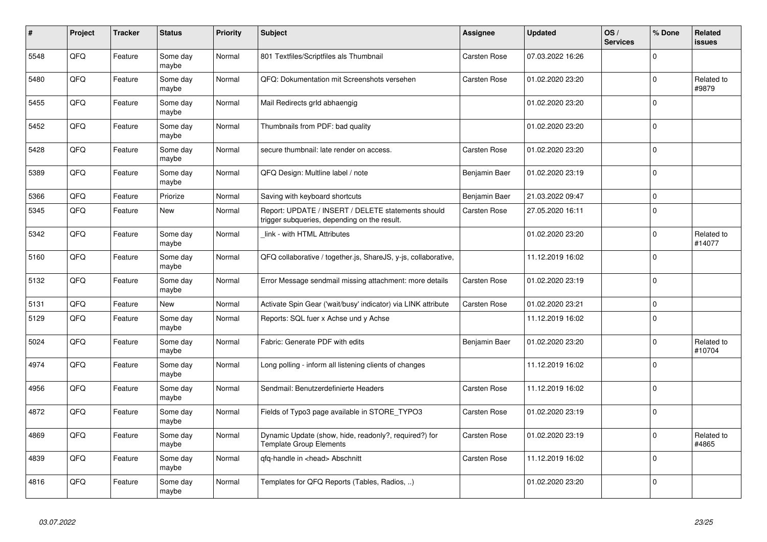| # | Project | Tracker | Status | Priority | Subject | Assignee | Updated | OS / Services | % Done | Related issues |
|---|---|---|---|---|---|---|---|---|---|---|
| 5548 | QFQ | Feature | Some day maybe | Normal | 801 Textfiles/Scriptfiles als Thumbnail | Carsten Rose | 07.03.2022 16:26 | | 0 | |
| 5480 | QFQ | Feature | Some day maybe | Normal | QFQ: Dokumentation mit Screenshots versehen | Carsten Rose | 01.02.2020 23:20 | | 0 | Related to #9879 |
| 5455 | QFQ | Feature | Some day maybe | Normal | Mail Redirects grld abhaengig | | 01.02.2020 23:20 | | 0 | |
| 5452 | QFQ | Feature | Some day maybe | Normal | Thumbnails from PDF: bad quality | | 01.02.2020 23:20 | | 0 | |
| 5428 | QFQ | Feature | Some day maybe | Normal | secure thumbnail: late render on access. | Carsten Rose | 01.02.2020 23:20 | | 0 | |
| 5389 | QFQ | Feature | Some day maybe | Normal | QFQ Design: Multline label / note | Benjamin Baer | 01.02.2020 23:19 | | 0 | |
| 5366 | QFQ | Feature | Priorize | Normal | Saving with keyboard shortcuts | Benjamin Baer | 21.03.2022 09:47 | | 0 | |
| 5345 | QFQ | Feature | New | Normal | Report: UPDATE / INSERT / DELETE statements should trigger subqueries, depending on the result. | Carsten Rose | 27.05.2020 16:11 | | 0 | |
| 5342 | QFQ | Feature | Some day maybe | Normal | _link - with HTML Attributes | | 01.02.2020 23:20 | | 0 | Related to #14077 |
| 5160 | QFQ | Feature | Some day maybe | Normal | QFQ collaborative / together.js, ShareJS, y-js, collaborative, | | 11.12.2019 16:02 | | 0 | |
| 5132 | QFQ | Feature | Some day maybe | Normal | Error Message sendmail missing attachment: more details | Carsten Rose | 01.02.2020 23:19 | | 0 | |
| 5131 | QFQ | Feature | New | Normal | Activate Spin Gear ('wait/busy' indicator) via LINK attribute | Carsten Rose | 01.02.2020 23:21 | | 0 | |
| 5129 | QFQ | Feature | Some day maybe | Normal | Reports: SQL fuer x Achse und y Achse | | 11.12.2019 16:02 | | 0 | |
| 5024 | QFQ | Feature | Some day maybe | Normal | Fabric: Generate PDF with edits | Benjamin Baer | 01.02.2020 23:20 | | 0 | Related to #10704 |
| 4974 | QFQ | Feature | Some day maybe | Normal | Long polling - inform all listening clients of changes | | 11.12.2019 16:02 | | 0 | |
| 4956 | QFQ | Feature | Some day maybe | Normal | Sendmail: Benutzerdefinierte Headers | Carsten Rose | 11.12.2019 16:02 | | 0 | |
| 4872 | QFQ | Feature | Some day maybe | Normal | Fields of Typo3 page available in STORE_TYPO3 | Carsten Rose | 01.02.2020 23:19 | | 0 | |
| 4869 | QFQ | Feature | Some day maybe | Normal | Dynamic Update (show, hide, readonly?, required?) for Template Group Elements | Carsten Rose | 01.02.2020 23:19 | | 0 | Related to #4865 |
| 4839 | QFQ | Feature | Some day maybe | Normal | qfq-handle in <head> Abschnitt | Carsten Rose | 11.12.2019 16:02 | | 0 | |
| 4816 | QFQ | Feature | Some day maybe | Normal | Templates for QFQ Reports (Tables, Radios, ..) | | 01.02.2020 23:20 | | 0 | |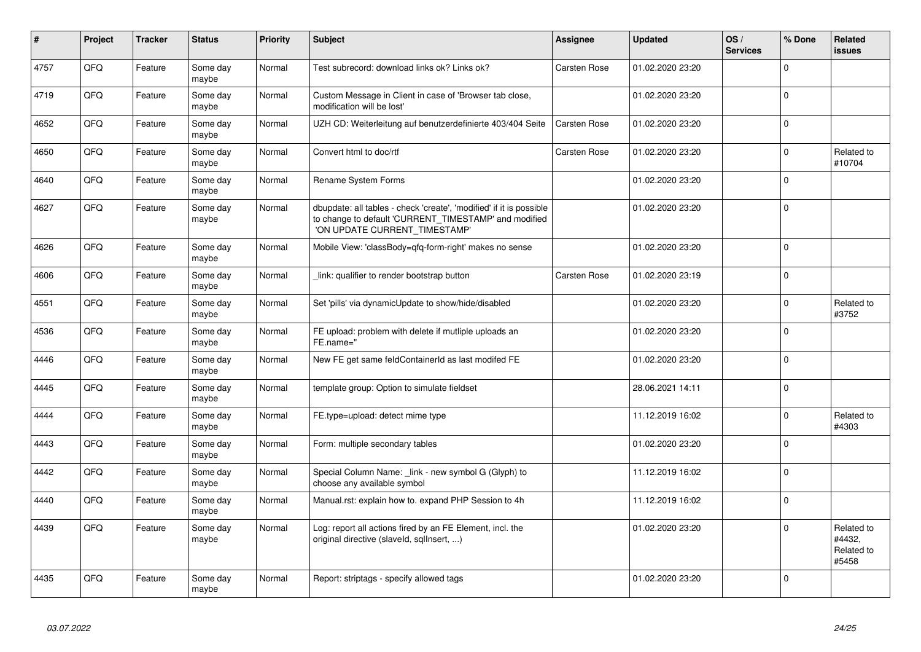| # | Project | Tracker | Status | Priority | Subject | Assignee | Updated | OS / Services | % Done | Related issues |
|---|---|---|---|---|---|---|---|---|---|---|
| 4757 | QFQ | Feature | Some day maybe | Normal | Test subrecord: download links ok? Links ok? | Carsten Rose | 01.02.2020 23:20 | | 0 | |
| 4719 | QFQ | Feature | Some day maybe | Normal | Custom Message in Client in case of 'Browser tab close, modification will be lost' | | 01.02.2020 23:20 | | 0 | |
| 4652 | QFQ | Feature | Some day maybe | Normal | UZH CD: Weiterleitung auf benutzerdefinierte 403/404 Seite | Carsten Rose | 01.02.2020 23:20 | | 0 | |
| 4650 | QFQ | Feature | Some day maybe | Normal | Convert html to doc/rtf | Carsten Rose | 01.02.2020 23:20 | | 0 | Related to #10704 |
| 4640 | QFQ | Feature | Some day maybe | Normal | Rename System Forms | | 01.02.2020 23:20 | | 0 | |
| 4627 | QFQ | Feature | Some day maybe | Normal | dbupdate: all tables - check 'create', 'modified' if it is possible to change to default 'CURRENT_TIMESTAMP' and modified 'ON UPDATE CURRENT_TIMESTAMP' | | 01.02.2020 23:20 | | 0 | |
| 4626 | QFQ | Feature | Some day maybe | Normal | Mobile View: 'classBody=qfq-form-right' makes no sense | | 01.02.2020 23:20 | | 0 | |
| 4606 | QFQ | Feature | Some day maybe | Normal | _link: qualifier to render bootstrap button | Carsten Rose | 01.02.2020 23:19 | | 0 | |
| 4551 | QFQ | Feature | Some day maybe | Normal | Set 'pills' via dynamicUpdate to show/hide/disabled | | 01.02.2020 23:20 | | 0 | Related to #3752 |
| 4536 | QFQ | Feature | Some day maybe | Normal | FE upload: problem with delete if mutliple uploads an FE.name='' | | 01.02.2020 23:20 | | 0 | |
| 4446 | QFQ | Feature | Some day maybe | Normal | New FE get same feldContainerId as last modifed FE | | 01.02.2020 23:20 | | 0 | |
| 4445 | QFQ | Feature | Some day maybe | Normal | template group: Option to simulate fieldset | | 28.06.2021 14:11 | | 0 | |
| 4444 | QFQ | Feature | Some day maybe | Normal | FE.type=upload: detect mime type | | 11.12.2019 16:02 | | 0 | Related to #4303 |
| 4443 | QFQ | Feature | Some day maybe | Normal | Form: multiple secondary tables | | 01.02.2020 23:20 | | 0 | |
| 4442 | QFQ | Feature | Some day maybe | Normal | Special Column Name: _link - new symbol G (Glyph) to choose any available symbol | | 11.12.2019 16:02 | | 0 | |
| 4440 | QFQ | Feature | Some day maybe | Normal | Manual.rst: explain how to. expand PHP Session to 4h | | 11.12.2019 16:02 | | 0 | |
| 4439 | QFQ | Feature | Some day maybe | Normal | Log: report all actions fired by an FE Element, incl. the original directive (slaveId, sqlInsert, ...) | | 01.02.2020 23:20 | | 0 | Related to #4432, Related to #5458 |
| 4435 | QFQ | Feature | Some day maybe | Normal | Report: striptags - specify allowed tags | | 01.02.2020 23:20 | | 0 | |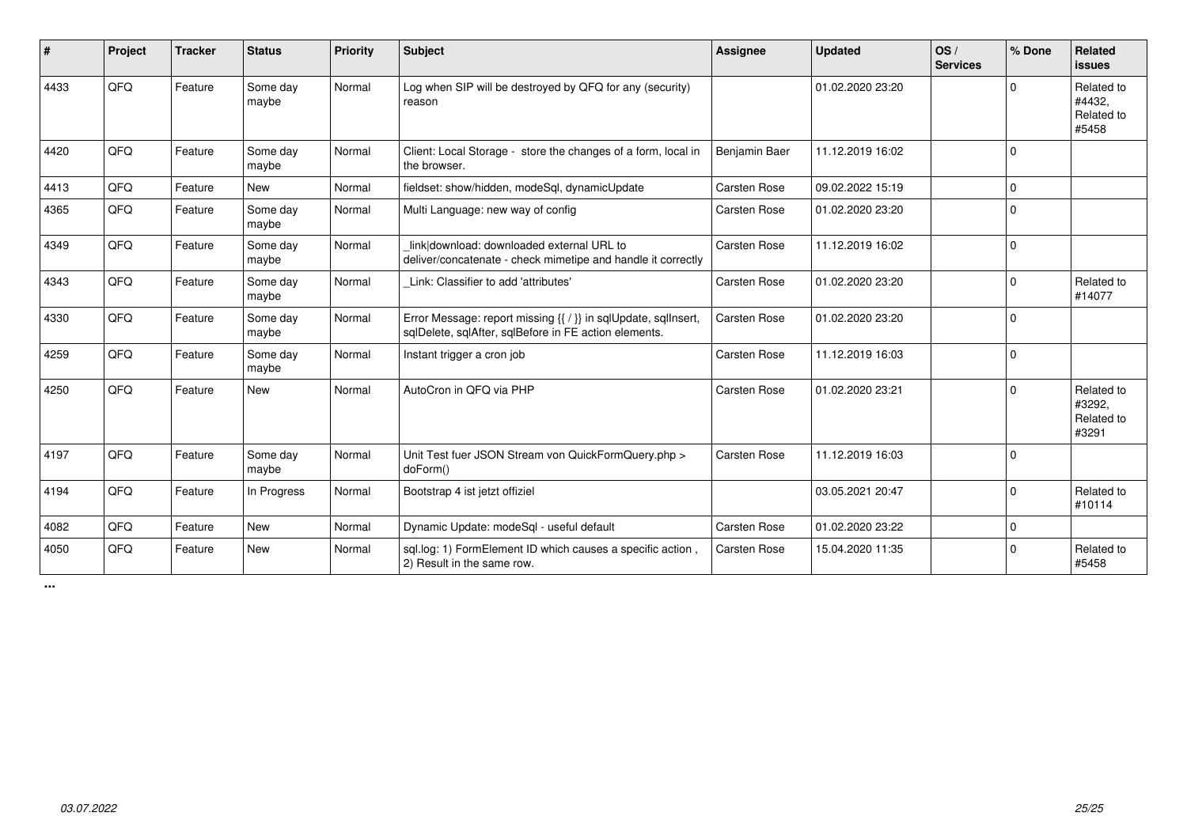| # | Project | Tracker | Status | Priority | Subject | Assignee | Updated | OS / Services | % Done | Related issues |
|---|---|---|---|---|---|---|---|---|---|---|
| 4433 | QFQ | Feature | Some day maybe | Normal | Log when SIP will be destroyed by QFQ for any (security) reason | | 01.02.2020 23:20 | | 0 | Related to #4432, Related to #5458 |
| 4420 | QFQ | Feature | Some day maybe | Normal | Client: Local Storage - store the changes of a form, local in the browser. | Benjamin Baer | 11.12.2019 16:02 | | 0 | |
| 4413 | QFQ | Feature | New | Normal | fieldset: show/hidden, modeSql, dynamicUpdate | Carsten Rose | 09.02.2022 15:19 | | 0 | |
| 4365 | QFQ | Feature | Some day maybe | Normal | Multi Language: new way of config | Carsten Rose | 01.02.2020 23:20 | | 0 | |
| 4349 | QFQ | Feature | Some day maybe | Normal | _link\|download: downloaded external URL to deliver/concatenate - check mimetipe and handle it correctly | Carsten Rose | 11.12.2019 16:02 | | 0 | |
| 4343 | QFQ | Feature | Some day maybe | Normal | _Link: Classifier to add 'attributes' | Carsten Rose | 01.02.2020 23:20 | | 0 | Related to #14077 |
| 4330 | QFQ | Feature | Some day maybe | Normal | Error Message: report missing {{ / }} in sqlUpdate, sqlInsert, sqlDelete, sqlAfter, sqlBefore in FE action elements. | Carsten Rose | 01.02.2020 23:20 | | 0 | |
| 4259 | QFQ | Feature | Some day maybe | Normal | Instant trigger a cron job | Carsten Rose | 11.12.2019 16:03 | | 0 | |
| 4250 | QFQ | Feature | New | Normal | AutoCron in QFQ via PHP | Carsten Rose | 01.02.2020 23:21 | | 0 | Related to #3292, Related to #3291 |
| 4197 | QFQ | Feature | Some day maybe | Normal | Unit Test fuer JSON Stream von QuickFormQuery.php > doForm() | Carsten Rose | 11.12.2019 16:03 | | 0 | |
| 4194 | QFQ | Feature | In Progress | Normal | Bootstrap 4 ist jetzt offiziel | | 03.05.2021 20:47 | | 0 | Related to #10114 |
| 4082 | QFQ | Feature | New | Normal | Dynamic Update: modeSql - useful default | Carsten Rose | 01.02.2020 23:22 | | 0 | |
| 4050 | QFQ | Feature | New | Normal | sql.log: 1) FormElement ID which causes a specific action , 2) Result in the same row. | Carsten Rose | 15.04.2020 11:35 | | 0 | Related to #5458 |

...